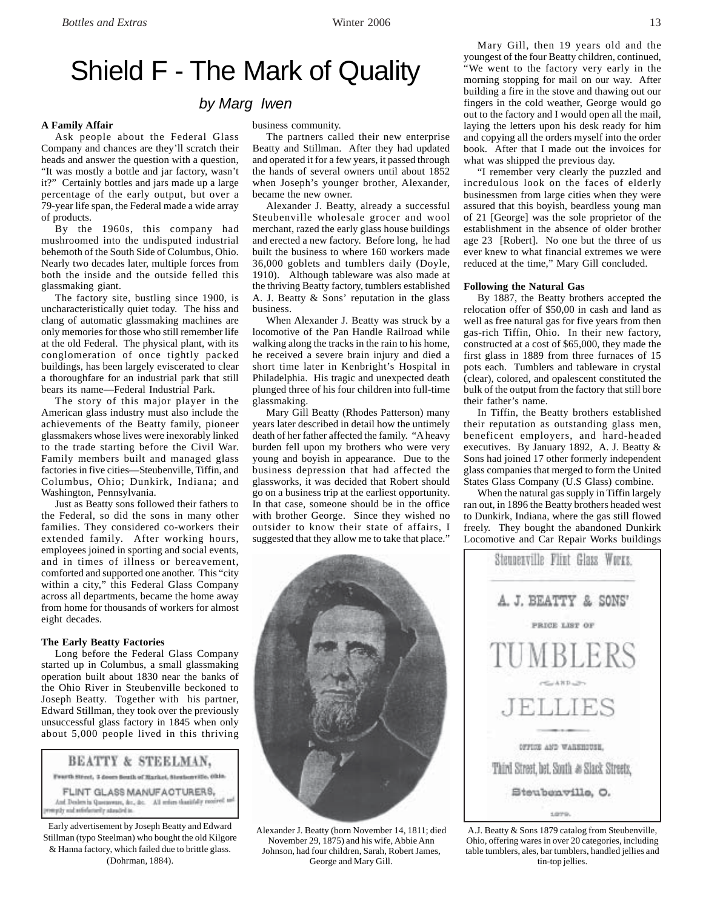# Shield F - The Mark of Quality

*by Marg Iwen*

**A Family Affair**

Ask people about the Federal Glass Company and chances are they'll scratch their heads and answer the question with a question, "It was mostly a bottle and jar factory, wasn't it?" Certainly bottles and jars made up a large percentage of the early output, but over a 79-year life span, the Federal made a wide array of products.

By the 1960s, this company had mushroomed into the undisputed industrial behemoth of the South Side of Columbus, Ohio. Nearly two decades later, multiple forces from both the inside and the outside felled this glassmaking giant.

The factory site, bustling since 1900, is uncharacteristically quiet today. The hiss and clang of automatic glassmaking machines are only memories for those who still remember life at the old Federal. The physical plant, with its conglomeration of once tightly packed buildings, has been largely eviscerated to clear a thoroughfare for an industrial park that still bears its name—Federal Industrial Park.

The story of this major player in the American glass industry must also include the achievements of the Beatty family, pioneer glassmakers whose lives were inexorably linked to the trade starting before the Civil War. Family members built and managed glass factories in five cities—Steubenville, Tiffin, and Columbus, Ohio; Dunkirk, Indiana; and Washington, Pennsylvania.

Just as Beatty sons followed their fathers to the Federal, so did the sons in many other families. They considered co-workers their extended family. After working hours, employees joined in sporting and social events, and in times of illness or bereavement, comforted and supported one another. This "city within a city," this Federal Glass Company across all departments, became the home away from home for thousands of workers for almost eight decades.

**The Early Beatty Factories**

Long before the Federal Glass Company started up in Columbus, a small glassmaking operation built about 1830 near the banks of the Ohio River in Steubenville beckoned to Joseph Beatty. Together with his partner, Edward Stillman, they took over the previously unsuccessful glass factory in 1845 when only about 5,000 people lived in this thriving business community.

BEATTY & STEELMAN,
Fourth Street, 3 doors South of Market, Steubenville, Ohio.
FLINT GLASS MANUFACTURERS,
And Dealers in Queensware, &c., &c. All orders thankfully received and promptly and satisfactorily attended to.

Early advertisement by Joseph Beatty and Edward Stillman (typo Steelman) who bought the old Kilgore & Hanna factory, which failed due to brittle glass. (Dohrman, 1884).

The partners called their new enterprise Beatty and Stillman. After they had updated and operated it for a few years, it passed through the hands of several owners until about 1852 when Joseph's younger brother, Alexander, became the new owner.

Alexander J. Beatty, already a successful Steubenville wholesale grocer and wool merchant, razed the early glass house buildings and erected a new factory. Before long, he had built the business to where 160 workers made 36,000 goblets and tumblers daily (Doyle, 1910). Although tableware was also made at the thriving Beatty factory, tumblers established A. J. Beatty & Sons' reputation in the glass business.

When Alexander J. Beatty was struck by a locomotive of the Pan Handle Railroad while walking along the tracks in the rain to his home, he received a severe brain injury and died a short time later in Kenbright's Hospital in Philadelphia. His tragic and unexpected death plunged three of his four children into full-time glassmaking.

Mary Gill Beatty (Rhodes Patterson) many years later described in detail how the untimely death of her father affected the family. "A heavy burden fell upon my brothers who were very young and boyish in appearance. Due to the business depression that had affected the glassworks, it was decided that Robert should go on a business trip at the earliest opportunity. In that case, someone should be in the office with brother George. Since they wished no outsider to know their state of affairs, I suggested that they allow me to take that place."

Alexander J. Beatty (born November 14, 1811; died November 29, 1875) and his wife, Abbie Ann Johnson, had four children, Sarah, Robert James, George and Mary Gill.

Mary Gill, then 19 years old and the youngest of the four Beatty children, continued, "We went to the factory very early in the morning stopping for mail on our way. After building a fire in the stove and thawing out our fingers in the cold weather, George would go out to the factory and I would open all the mail, laying the letters upon his desk ready for him and copying all the orders myself into the order book. After that I made out the invoices for what was shipped the previous day.

"I remember very clearly the puzzled and incredulous look on the faces of elderly businessmen from large cities when they were assured that this boyish, beardless young man of 21 [George] was the sole proprietor of the establishment in the absence of older brother age 23 [Robert]. No one but the three of us ever knew to what financial extremes we were reduced at the time," Mary Gill concluded.

**Following the Natural Gas**

By 1887, the Beatty brothers accepted the relocation offer of $50,00 in cash and land as well as free natural gas for five years from then gas-rich Tiffin, Ohio. In their new factory, constructed at a cost of $65,000, they made the first glass in 1889 from three furnaces of 15 pots each. Tumblers and tableware in crystal (clear), colored, and opalescent constituted the bulk of the output from the factory that still bore their father's name.

In Tiffin, the Beatty brothers established their reputation as outstanding glass men, beneficent employers, and hard-headed executives. By January 1892, A. J. Beatty & Sons had joined 17 other formerly independent glass companies that merged to form the United States Glass Company (U.S Glass) combine.

When the natural gas supply in Tiffin largely ran out, in 1896 the Beatty brothers headed west to Dunkirk, Indiana, where the gas still flowed freely. They bought the abandoned Dunkirk Locomotive and Car Repair Works buildings

Steubenville Flint Glass Works.
A. J. BEATTY & SONS'
PRICE LIST OF
TUMBLERS
AND
JELLIES
OFFICE AND WAREHOUSE,
Third Street, bet. South & Slack Streets,
Steubenville, O.
1879.

A.J. Beatty & Sons 1879 catalog from Steubenville, Ohio, offering wares in over 20 categories, including table tumblers, ales, bar tumblers, handled jellies and tin-top jellies.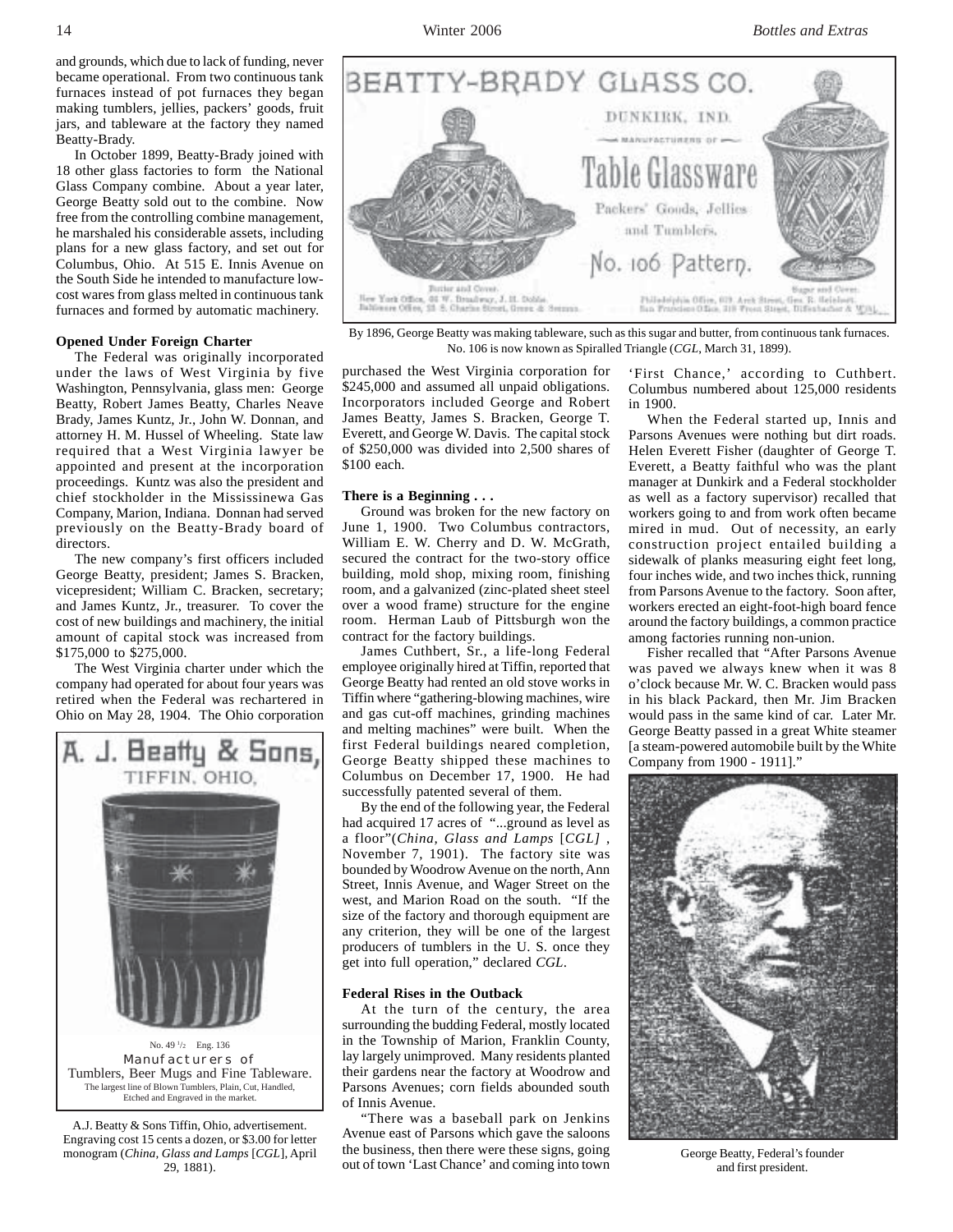and grounds, which due to lack of funding, never became operational. From two continuous tank furnaces instead of pot furnaces they began making tumblers, jellies, packers' goods, fruit jars, and tableware at the factory they named Beatty-Brady.

In October 1899, Beatty-Brady joined with 18 other glass factories to form the National Glass Company combine. About a year later, George Beatty sold out to the combine. Now free from the controlling combine management, he marshaled his considerable assets, including plans for a new glass factory, and set out for Columbus, Ohio. At 515 E. Innis Avenue on the South Side he intended to manufacture low-cost wares from glass melted in continuous tank furnaces and formed by automatic machinery.

By 1896, George Beatty was making tableware, such as this sugar and butter, from continuous tank furnaces. No. 106 is now known as Spiralled Triangle (*CGL*, March 31, 1899).

### Opened Under Foreign Charter

The Federal was originally incorporated under the laws of West Virginia by five Washington, Pennsylvania, glass men: George Beatty, Robert James Beatty, Charles Neave Brady, James Kuntz, Jr., John W. Donnan, and attorney H. M. Hussel of Wheeling. State law required that a West Virginia lawyer be appointed and present at the incorporation proceedings. Kuntz was also the president and chief stockholder in the Mississinewa Gas Company, Marion, Indiana. Donnan had served previously on the Beatty-Brady board of directors.

The new company's first officers included George Beatty, president; James S. Bracken, vicepresident; William C. Bracken, secretary; and James Kuntz, Jr., treasurer. To cover the cost of new buildings and machinery, the initial amount of capital stock was increased from $175,000 to $275,000.

The West Virginia charter under which the company had operated for about four years was retired when the Federal was rechartered in Ohio on May 28, 1904. The Ohio corporation purchased the West Virginia corporation for $245,000 and assumed all unpaid obligations. Incorporators included George and Robert James Beatty, James S. Bracken, George T. Everett, and George W. Davis. The capital stock of $250,000 was divided into 2,500 shares of $100 each.

A.J. Beatty & Sons Tiffin, Ohio, advertisement. Engraving cost 15 cents a dozen, or $3.00 for letter monogram (*China, Glass and Lamps* [*CGL*], April 29, 1881).

### There is a Beginning . . .

Ground was broken for the new factory on June 1, 1900. Two Columbus contractors, William E. W. Cherry and D. W. McGrath, secured the contract for the two-story office building, mold shop, mixing room, finishing room, and a galvanized (zinc-plated sheet steel over a wood frame) structure for the engine room. Herman Laub of Pittsburgh won the contract for the factory buildings.

James Cuthbert, Sr., a life-long Federal employee originally hired at Tiffin, reported that George Beatty had rented an old stove works in Tiffin where "gathering-blowing machines, wire and gas cut-off machines, grinding machines and melting machines" were built. When the first Federal buildings neared completion, George Beatty shipped these machines to Columbus on December 17, 1900. He had successfully patented several of them.

By the end of the following year, the Federal had acquired 17 acres of "...ground as level as a floor"(*China, Glass and Lamps* [*CGL]* , November 7, 1901). The factory site was bounded by Woodrow Avenue on the north, Ann Street, Innis Avenue, and Wager Street on the west, and Marion Road on the south. "If the size of the factory and thorough equipment are any criterion, they will be one of the largest producers of tumblers in the U. S. once they get into full operation," declared *CGL*.

### Federal Rises in the Outback

At the turn of the century, the area surrounding the budding Federal, mostly located in the Township of Marion, Franklin County, lay largely unimproved. Many residents planted their gardens near the factory at Woodrow and Parsons Avenues; corn fields abounded south of Innis Avenue.

"There was a baseball park on Jenkins Avenue east of Parsons which gave the saloons the business, then there were these signs, going out of town 'Last Chance' and coming into town 'First Chance,' according to Cuthbert. Columbus numbered about 125,000 residents in 1900.

When the Federal started up, Innis and Parsons Avenues were nothing but dirt roads. Helen Everett Fisher (daughter of George T. Everett, a Beatty faithful who was the plant manager at Dunkirk and a Federal stockholder as well as a factory supervisor) recalled that workers going to and from work often became mired in mud. Out of necessity, an early construction project entailed building a sidewalk of planks measuring eight feet long, four inches wide, and two inches thick, running from Parsons Avenue to the factory. Soon after, workers erected an eight-foot-high board fence around the factory buildings, a common practice among factories running non-union.

Fisher recalled that "After Parsons Avenue was paved we always knew when it was 8 o'clock because Mr. W. C. Bracken would pass in his black Packard, then Mr. Jim Bracken would pass in the same kind of car. Later Mr. George Beatty passed in a great White steamer [a steam-powered automobile built by the White Company from 1900 - 1911]."

George Beatty, Federal's founder and first president.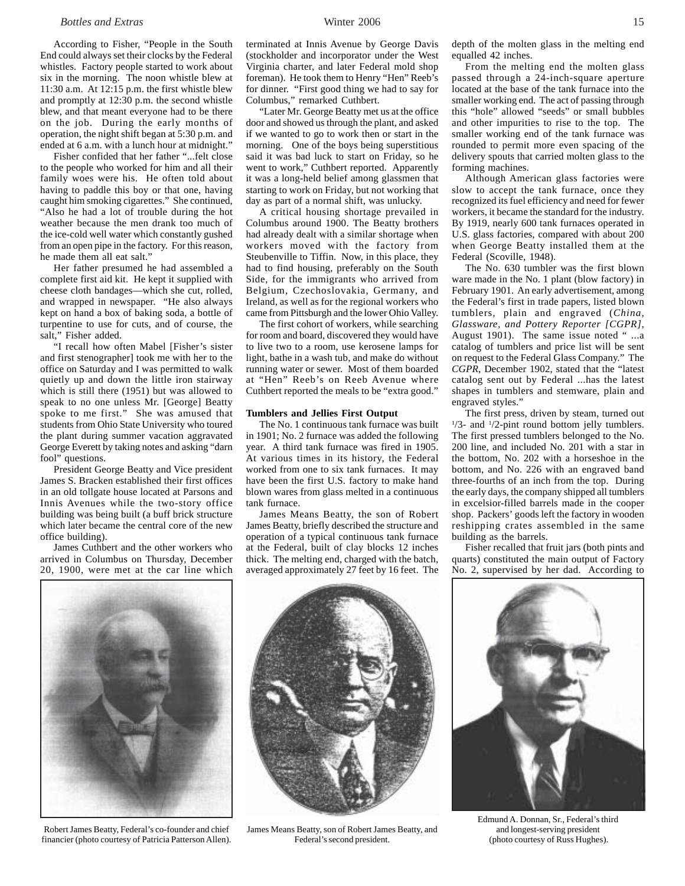According to Fisher, "People in the South End could always set their clocks by the Federal whistles. Factory people started to work about six in the morning. The noon whistle blew at 11:30 a.m. At 12:15 p.m. the first whistle blew and promptly at 12:30 p.m. the second whistle blew, and that meant everyone had to be there on the job. During the early months of operation, the night shift began at 5:30 p.m. and ended at 6 a.m. with a lunch hour at midnight."

Fisher confided that her father "...felt close to the people who worked for him and all their family woes were his. He often told about having to paddle this boy or that one, having caught him smoking cigarettes." She continued, "Also he had a lot of trouble during the hot weather because the men drank too much of the ice-cold well water which constantly gushed from an open pipe in the factory. For this reason, he made them all eat salt."

Her father presumed he had assembled a complete first aid kit. He kept it supplied with cheese cloth bandages—which she cut, rolled, and wrapped in newspaper. "He also always kept on hand a box of baking soda, a bottle of turpentine to use for cuts, and of course, the salt," Fisher added.

"I recall how often Mabel [Fisher's sister and first stenographer] took me with her to the office on Saturday and I was permitted to walk quietly up and down the little iron stairway which is still there (1951) but was allowed to speak to no one unless Mr. [George] Beatty spoke to me first." She was amused that students from Ohio State University who toured the plant during summer vacation aggravated George Everett by taking notes and asking "darn fool" questions.

President George Beatty and Vice president James S. Bracken established their first offices in an old tollgate house located at Parsons and Innis Avenues while the two-story office building was being built (a buff brick structure which later became the central core of the new office building).

James Cuthbert and the other workers who arrived in Columbus on Thursday, December 20, 1900, were met at the car line which terminated at Innis Avenue by George Davis (stockholder and incorporator under the West Virginia charter, and later Federal mold shop foreman). He took them to Henry "Hen" Reeb's for dinner. "First good thing we had to say for Columbus," remarked Cuthbert.

"Later Mr. George Beatty met us at the office door and showed us through the plant, and asked if we wanted to go to work then or start in the morning. One of the boys being superstitious said it was bad luck to start on Friday, so he went to work," Cuthbert reported. Apparently it was a long-held belief among glassmen that starting to work on Friday, but not working that day as part of a normal shift, was unlucky.

A critical housing shortage prevailed in Columbus around 1900. The Beatty brothers had already dealt with a similar shortage when workers moved with the factory from Steubenville to Tiffin. Now, in this place, they had to find housing, preferably on the South Side, for the immigrants who arrived from Belgium, Czechoslovakia, Germany, and Ireland, as well as for the regional workers who came from Pittsburgh and the lower Ohio Valley.

The first cohort of workers, while searching for room and board, discovered they would have to live two to a room, use kerosene lamps for light, bathe in a wash tub, and make do without running water or sewer. Most of them boarded at "Hen" Reeb's on Reeb Avenue where Cuthbert reported the meals to be "extra good."

**Tumblers and Jellies First Output**

The No. 1 continuous tank furnace was built in 1901; No. 2 furnace was added the following year. A third tank furnace was fired in 1905. At various times in its history, the Federal worked from one to six tank furnaces. It may have been the first U.S. factory to make hand blown wares from glass melted in a continuous tank furnace.

James Means Beatty, the son of Robert James Beatty, briefly described the structure and operation of a typical continuous tank furnace at the Federal, built of clay blocks 12 inches thick. The melting end, charged with the batch, averaged approximately 27 feet by 16 feet. The depth of the molten glass in the melting end equalled 42 inches.

From the melting end the molten glass passed through a 24-inch-square aperture located at the base of the tank furnace into the smaller working end. The act of passing through this "hole" allowed "seeds" or small bubbles and other impurities to rise to the top. The smaller working end of the tank furnace was rounded to permit more even spacing of the delivery spouts that carried molten glass to the forming machines.

Although American glass factories were slow to accept the tank furnace, once they recognized its fuel efficiency and need for fewer workers, it became the standard for the industry. By 1919, nearly 600 tank furnaces operated in U.S. glass factories, compared with about 200 when George Beatty installed them at the Federal (Scoville, 1948).

The No. 630 tumbler was the first blown ware made in the No. 1 plant (blow factory) in February 1901. An early advertisement, among the Federal's first in trade papers, listed blown tumblers, plain and engraved (*China, Glassware, and Pottery Reporter [CGPR]*, August 1901). The same issue noted " ...a catalog of tumblers and price list will be sent on request to the Federal Glass Company." The *CGPR*, December 1902, stated that the "latest catalog sent out by Federal ...has the latest shapes in tumblers and stemware, plain and engraved styles."

The first press, driven by steam, turned out 1/3- and 1/2-pint round bottom jelly tumblers. The first pressed tumblers belonged to the No. 200 line, and included No. 201 with a star in the bottom, No. 202 with a horseshoe in the bottom, and No. 226 with an engraved band three-fourths of an inch from the top. During the early days, the company shipped all tumblers in excelsior-filled barrels made in the cooper shop. Packers' goods left the factory in wooden reshipping crates assembled in the same building as the barrels.

Fisher recalled that fruit jars (both pints and quarts) constituted the main output of Factory No. 2, supervised by her dad. According to

Robert James Beatty, Federal's co-founder and chief financier (photo courtesy of Patricia Patterson Allen).

James Means Beatty, son of Robert James Beatty, and Federal's second president.

Edmund A. Donnan, Sr., Federal's third and longest-serving president (photo courtesy of Russ Hughes).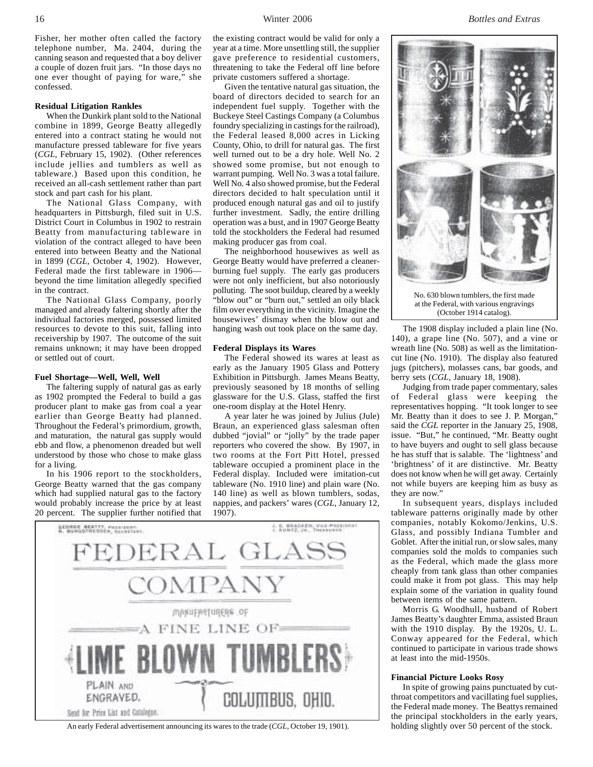Fisher, her mother often called the factory telephone number, Ma. 2404, during the canning season and requested that a boy deliver a couple of dozen fruit jars. "In those days no one ever thought of paying for ware," she confessed.

**Residual Litigation Rankles**

When the Dunkirk plant sold to the National combine in 1899, George Beatty allegedly entered into a contract stating he would not manufacture pressed tableware for five years (*CGL*, February 15, 1902). (Other references include jellies and tumblers as well as tableware.) Based upon this condition, he received an all-cash settlement rather than part stock and part cash for his plant.

The National Glass Company, with headquarters in Pittsburgh, filed suit in U.S. District Court in Columbus in 1902 to restrain Beatty from manufacturing tableware in violation of the contract alleged to have been entered into between Beatty and the National in 1899 (*CGL*, October 4, 1902). However, Federal made the first tableware in 1906—beyond the time limitation allegedly specified in the contract.

The National Glass Company, poorly managed and already faltering shortly after the individual factories merged, possessed limited resources to devote to this suit, falling into receivership by 1907. The outcome of the suit remains unknown; it may have been dropped or settled out of court.

**Fuel Shortage—Well, Well, Well**

The faltering supply of natural gas as early as 1902 prompted the Federal to build a gas producer plant to make gas from coal a year earlier than George Beatty had planned. Throughout the Federal's primordium, growth, and maturation, the natural gas supply would ebb and flow, a phenomenon dreaded but well understood by those who chose to make glass for a living.

In his 1906 report to the stockholders, George Beatty warned that the gas company which had supplied natural gas to the factory would probably increase the price by at least 20 percent. The supplier further notified that the existing contract would be valid for only a year at a time. More unsettling still, the supplier gave preference to residential customers, threatening to take the Federal off line before private customers suffered a shortage.

Given the tentative natural gas situation, the board of directors decided to search for an independent fuel supply. Together with the Buckeye Steel Castings Company (a Columbus foundry specializing in castings for the railroad), the Federal leased 8,000 acres in Licking County, Ohio, to drill for natural gas. The first well turned out to be a dry hole. Well No. 2 showed some promise, but not enough to warrant pumping. Well No. 3 was a total failure. Well No. 4 also showed promise, but the Federal directors decided to halt speculation until it produced enough natural gas and oil to justify further investment. Sadly, the entire drilling operation was a bust, and in 1907 George Beatty told the stockholders the Federal had resumed making producer gas from coal.

The neighborhood housewives as well as George Beatty would have preferred a cleaner-burning fuel supply. The early gas producers were not only inefficient, but also notoriously polluting. The soot buildup, cleared by a weekly "blow out" or "burn out," settled an oily black film over everything in the vicinity. Imagine the housewives' dismay when the blow out and hanging wash out took place on the same day.

**Federal Displays its Wares**

The Federal showed its wares at least as early as the January 1905 Glass and Pottery Exhibition in Pittsburgh. James Means Beatty, previously seasoned by 18 months of selling glassware for the U.S. Glass, staffed the first one-room display at the Hotel Henry.

A year later he was joined by Julius (Jule) Braun, an experienced glass salesman often dubbed "jovial" or "jolly" by the trade paper reporters who covered the show. By 1907, in two rooms at the Fort Pitt Hotel, pressed tableware occupied a prominent place in the Federal display. Included were imitation-cut tableware (No. 1910 line) and plain ware (No. 140 line) as well as blown tumblers, sodas, nappies, and packers' wares (*CGL*, January 12, 1907).

GEORGE BEATTY, PRESIDENT.
H. BURGSTRESSER, SECRETARY.

J. S. BRACKEN, VICE-PRESIDENT
J. KUNTZ, JR., TREASURER

FEDERAL GLASS COMPANY

MANUFACTURERS OF

A FINE LINE OF

LIME BLOWN TUMBLERS

PLAIN AND ENGRAVED.

COLUMBUS, OHIO.

Send for Price List and Catalogue.

An early Federal advertisement announcing its wares to the trade (*CGL*, October 19, 1901).

No. 630 blown tumblers, the first made at the Federal, with various engravings (October 1914 catalog).

The 1908 display included a plain line (No. 140), a grape line (No. 507), and a vine or wreath line (No. 508) as well as the limitation-cut line (No. 1910). The display also featured jugs (pitchers), molasses cans, bar goods, and berry sets (*CGL*, January 18, 1908).

Judging from trade paper commentary, sales of Federal glass were keeping the representatives hopping. "It took longer to see Mr. Beatty than it does to see J. P. Morgan," said the *CGL* reporter in the January 25, 1908, issue. "But," he continued, "Mr. Beatty ought to have buyers and ought to sell glass because he has stuff that is salable. The 'lightness' and 'brightness' of it are distinctive. Mr. Beatty does not know when he will get away. Certainly not while buyers are keeping him as busy as they are now."

In subsequent years, displays included tableware patterns originally made by other companies, notably Kokomo/Jenkins, U.S. Glass, and possibly Indiana Tumbler and Goblet. After the initial run, or slow sales, many companies sold the molds to companies such as the Federal, which made the glass more cheaply from tank glass than other companies could make it from pot glass. This may help explain some of the variation in quality found between items of the same pattern.

Morris G. Woodhull, husband of Robert James Beatty's daughter Emma, assisted Braun with the 1910 display. By the 1920s, U. L. Conway appeared for the Federal, which continued to participate in various trade shows at least into the mid-1950s.

**Financial Picture Looks Rosy**

In spite of growing pains punctuated by cut-throat competitors and vacillating fuel supplies, the Federal made money. The Beattys remained the principal stockholders in the early years, holding slightly over 50 percent of the stock.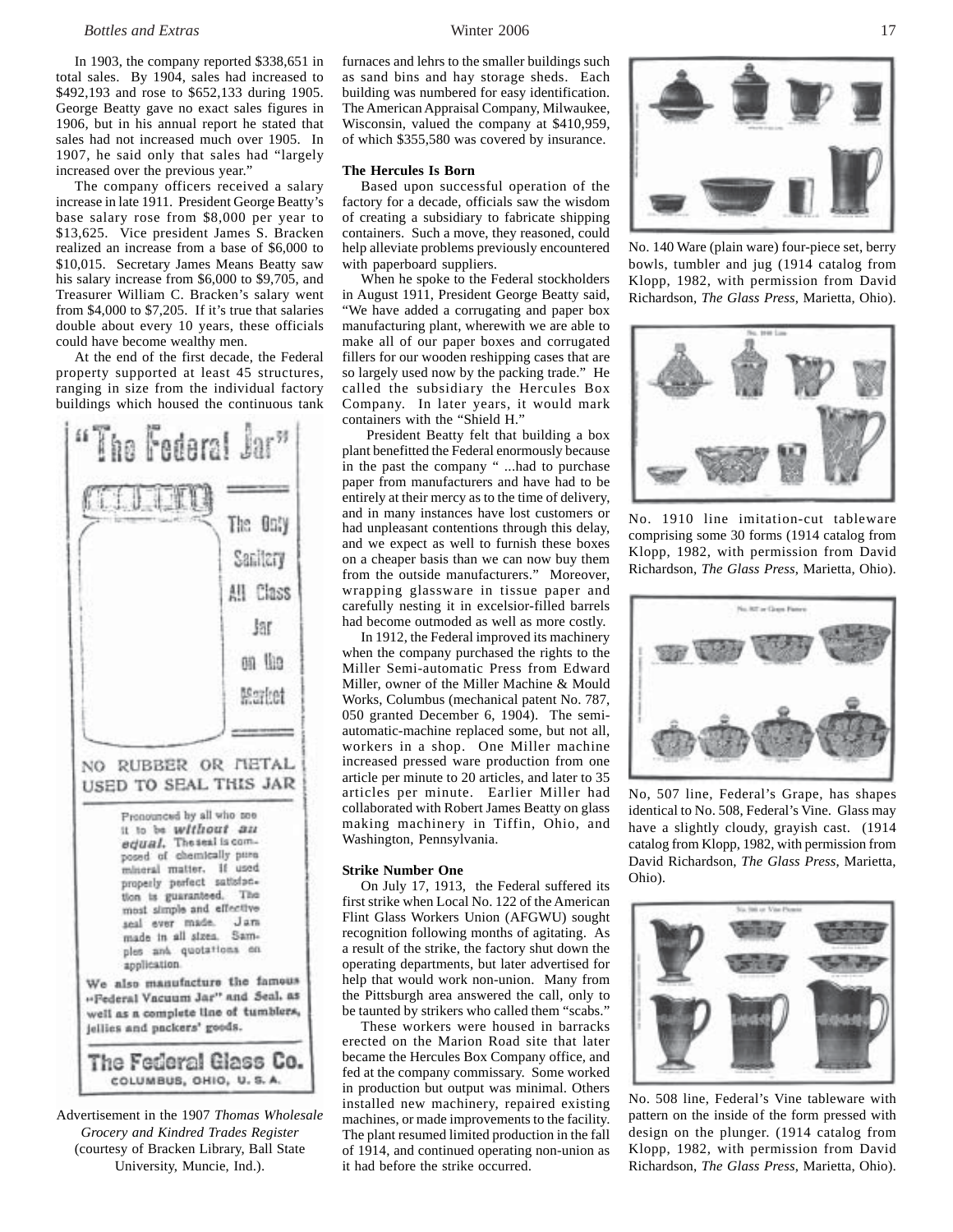In 1903, the company reported $338,651 in total sales. By 1904, sales had increased to $492,193 and rose to $652,133 during 1905. George Beatty gave no exact sales figures in 1906, but in his annual report he stated that sales had not increased much over 1905. In 1907, he said only that sales had "largely increased over the previous year."

The company officers received a salary increase in late 1911. President George Beatty's base salary rose from $8,000 per year to $13,625. Vice president James S. Bracken realized an increase from a base of $6,000 to $10,015. Secretary James Means Beatty saw his salary increase from $6,000 to $9,705, and Treasurer William C. Bracken's salary went from $4,000 to $7,205. If it's true that salaries double about every 10 years, these officials could have become wealthy men.

At the end of the first decade, the Federal property supported at least 45 structures, ranging in size from the individual factory buildings which housed the continuous tank furnaces and lehrs to the smaller buildings such as sand bins and hay storage sheds. Each building was numbered for easy identification. The American Appraisal Company, Milwaukee, Wisconsin, valued the company at $410,959, of which $355,580 was covered by insurance.

"The Federal Jar"

The Only Sanitary All Glass Jar on the Market

NO RUBBER OR METAL USED TO SEAL THIS JAR

Pronounced by all who see it to be *without an equal.* The seal is composed of chemically pure mineral matter. If used properly perfect satisfaction is guaranteed. The most simple and effective seal ever made. Jars made in all sizes. Samples and quotations on application.

We also manufacture the famous "Federal Vacuum Jar" and Seal, as well as a complete line of tumblers, jellies and packers' goods.

The Federal Glass Co. COLUMBUS, OHIO, U. S. A.

Advertisement in the 1907 *Thomas Wholesale Grocery and Kindred Trades Register* (courtesy of Bracken Library, Ball State University, Muncie, Ind.).

### The Hercules Is Born

Based upon successful operation of the factory for a decade, officials saw the wisdom of creating a subsidiary to fabricate shipping containers. Such a move, they reasoned, could help alleviate problems previously encountered with paperboard suppliers.

When he spoke to the Federal stockholders in August 1911, President George Beatty said, "We have added a corrugating and paper box manufacturing plant, wherewith we are able to make all of our paper boxes and corrugated fillers for our wooden reshipping cases that are so largely used now by the packing trade." He called the subsidiary the Hercules Box Company. In later years, it would mark containers with the "Shield H."

President Beatty felt that building a box plant benefitted the Federal enormously because in the past the company " ...had to purchase paper from manufacturers and have had to be entirely at their mercy as to the time of delivery, and in many instances have lost customers or had unpleasant contentions through this delay, and we expect as well to furnish these boxes on a cheaper basis than we can now buy them from the outside manufacturers." Moreover, wrapping glassware in tissue paper and carefully nesting it in excelsior-filled barrels had become outmoded as well as more costly.

In 1912, the Federal improved its machinery when the company purchased the rights to the Miller Semi-automatic Press from Edward Miller, owner of the Miller Machine & Mould Works, Columbus (mechanical patent No. 787, 050 granted December 6, 1904). The semi-automatic-machine replaced some, but not all, workers in a shop. One Miller machine increased pressed ware production from one article per minute to 20 articles, and later to 35 articles per minute. Earlier Miller had collaborated with Robert James Beatty on glass making machinery in Tiffin, Ohio, and Washington, Pennsylvania.

### Strike Number One

On July 17, 1913, the Federal suffered its first strike when Local No. 122 of the American Flint Glass Workers Union (AFGWU) sought recognition following months of agitating. As a result of the strike, the factory shut down the operating departments, but later advertised for help that would work non-union. Many from the Pittsburgh area answered the call, only to be taunted by strikers who called them "scabs."

These workers were housed in barracks erected on the Marion Road site that later became the Hercules Box Company office, and fed at the company commissary. Some worked in production but output was minimal. Others installed new machinery, repaired existing machines, or made improvements to the facility. The plant resumed limited production in the fall of 1914, and continued operating non-union as it had before the strike occurred.

No. 140 Ware (plain ware) four-piece set, berry bowls, tumbler and jug (1914 catalog from Klopp, 1982, with permission from David Richardson, *The Glass Press*, Marietta, Ohio).

No. 1910 line imitation-cut tableware comprising some 30 forms (1914 catalog from Klopp, 1982, with permission from David Richardson, *The Glass Press*, Marietta, Ohio).

No, 507 line, Federal's Grape, has shapes identical to No. 508, Federal's Vine. Glass may have a slightly cloudy, grayish cast. (1914 catalog from Klopp, 1982, with permission from David Richardson, *The Glass Press*, Marietta, Ohio).

No. 508 line, Federal's Vine tableware with pattern on the inside of the form pressed with design on the plunger. (1914 catalog from Klopp, 1982, with permission from David Richardson, *The Glass Press*, Marietta, Ohio).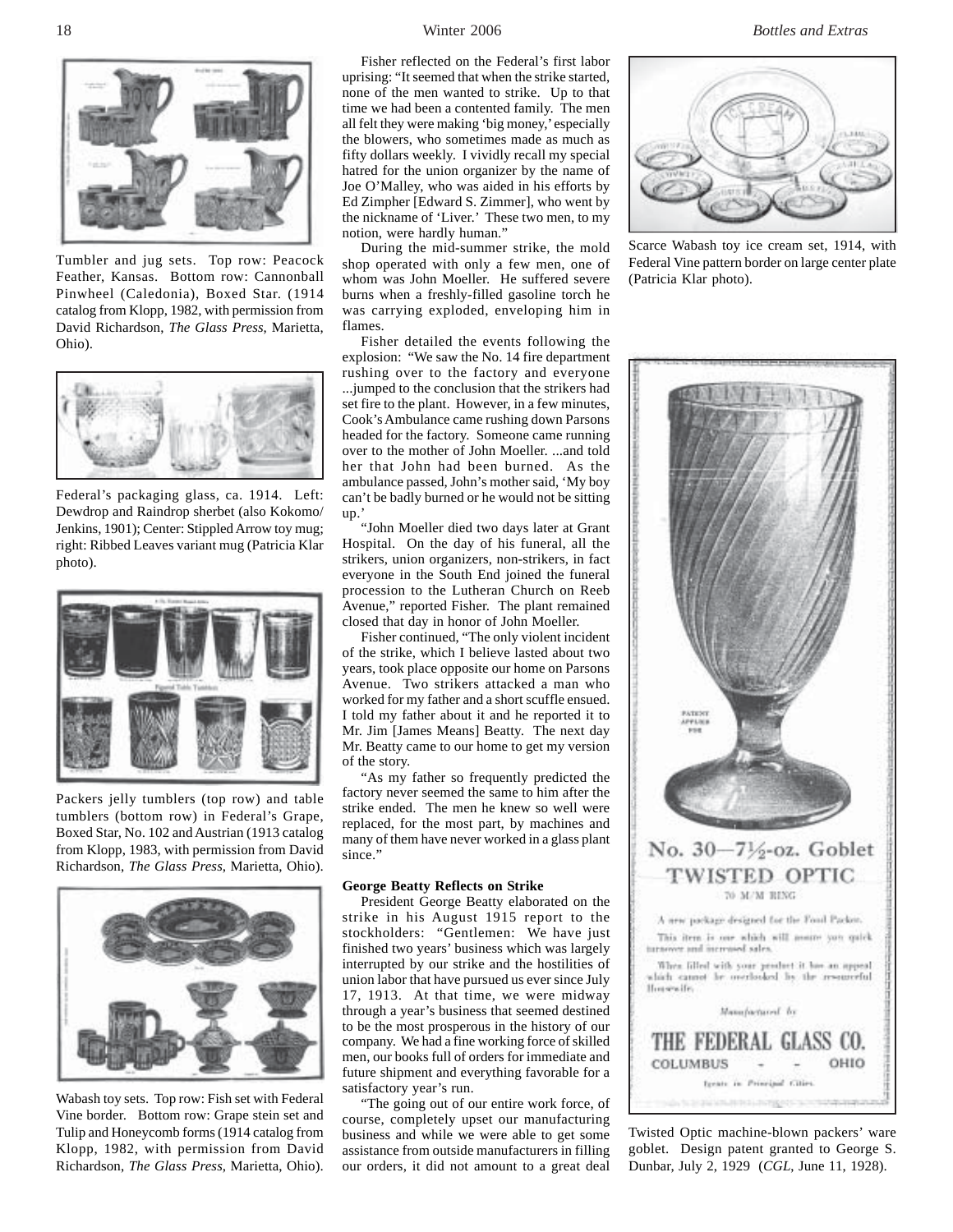Tumbler and jug sets. Top row: Peacock Feather, Kansas. Bottom row: Cannonball Pinwheel (Caledonia), Boxed Star. (1914 catalog from Klopp, 1982, with permission from David Richardson, *The Glass Press*, Marietta, Ohio).

Federal's packaging glass, ca. 1914. Left: Dewdrop and Raindrop sherbet (also Kokomo/Jenkins, 1901); Center: Stippled Arrow toy mug; right: Ribbed Leaves variant mug (Patricia Klar photo).

Packers jelly tumblers (top row) and table tumblers (bottom row) in Federal's Grape, Boxed Star, No. 102 and Austrian (1913 catalog from Klopp, 1983, with permission from David Richardson, *The Glass Press*, Marietta, Ohio).

Wabash toy sets. Top row: Fish set with Federal Vine border. Bottom row: Grape stein set and Tulip and Honeycomb forms (1914 catalog from Klopp, 1982, with permission from David Richardson, *The Glass Press*, Marietta, Ohio).

Fisher reflected on the Federal's first labor uprising: "It seemed that when the strike started, none of the men wanted to strike. Up to that time we had been a contented family. The men all felt they were making 'big money,' especially the blowers, who sometimes made as much as fifty dollars weekly. I vividly recall my special hatred for the union organizer by the name of Joe O'Malley, who was aided in his efforts by Ed Zimpher [Edward S. Zimmer], who went by the nickname of 'Liver.' These two men, to my notion, were hardly human."

During the mid-summer strike, the mold shop operated with only a few men, one of whom was John Moeller. He suffered severe burns when a freshly-filled gasoline torch he was carrying exploded, enveloping him in flames.

Fisher detailed the events following the explosion: "We saw the No. 14 fire department rushing over to the factory and everyone ...jumped to the conclusion that the strikers had set fire to the plant. However, in a few minutes, Cook's Ambulance came rushing down Parsons headed for the factory. Someone came running over to the mother of John Moeller. ...and told her that John had been burned. As the ambulance passed, John's mother said, 'My boy can't be badly burned or he would not be sitting up.'

"John Moeller died two days later at Grant Hospital. On the day of his funeral, all the strikers, union organizers, non-strikers, in fact everyone in the South End joined the funeral procession to the Lutheran Church on Reeb Avenue," reported Fisher. The plant remained closed that day in honor of John Moeller.

Fisher continued, "The only violent incident of the strike, which I believe lasted about two years, took place opposite our home on Parsons Avenue. Two strikers attacked a man who worked for my father and a short scuffle ensued. I told my father about it and he reported it to Mr. Jim [James Means] Beatty. The next day Mr. Beatty came to our home to get my version of the story.

"As my father so frequently predicted the factory never seemed the same to him after the strike ended. The men he knew so well were replaced, for the most part, by machines and many of them have never worked in a glass plant since."

#### George Beatty Reflects on Strike

President George Beatty elaborated on the strike in his August 1915 report to the stockholders: "Gentlemen: We have just finished two years' business which was largely interrupted by our strike and the hostilities of union labor that have pursued us ever since July 17, 1913. At that time, we were midway through a year's business that seemed destined to be the most prosperous in the history of our company. We had a fine working force of skilled men, our books full of orders for immediate and future shipment and everything favorable for a satisfactory year's run.

"The going out of our entire work force, of course, completely upset our manufacturing business and while we were able to get some assistance from outside manufacturers in filling our orders, it did not amount to a great deal

Scarce Wabash toy ice cream set, 1914, with Federal Vine pattern border on large center plate (Patricia Klar photo).

Twisted Optic machine-blown packers' ware goblet. Design patent granted to George S. Dunbar, July 2, 1929 (*CGL*, June 11, 1928).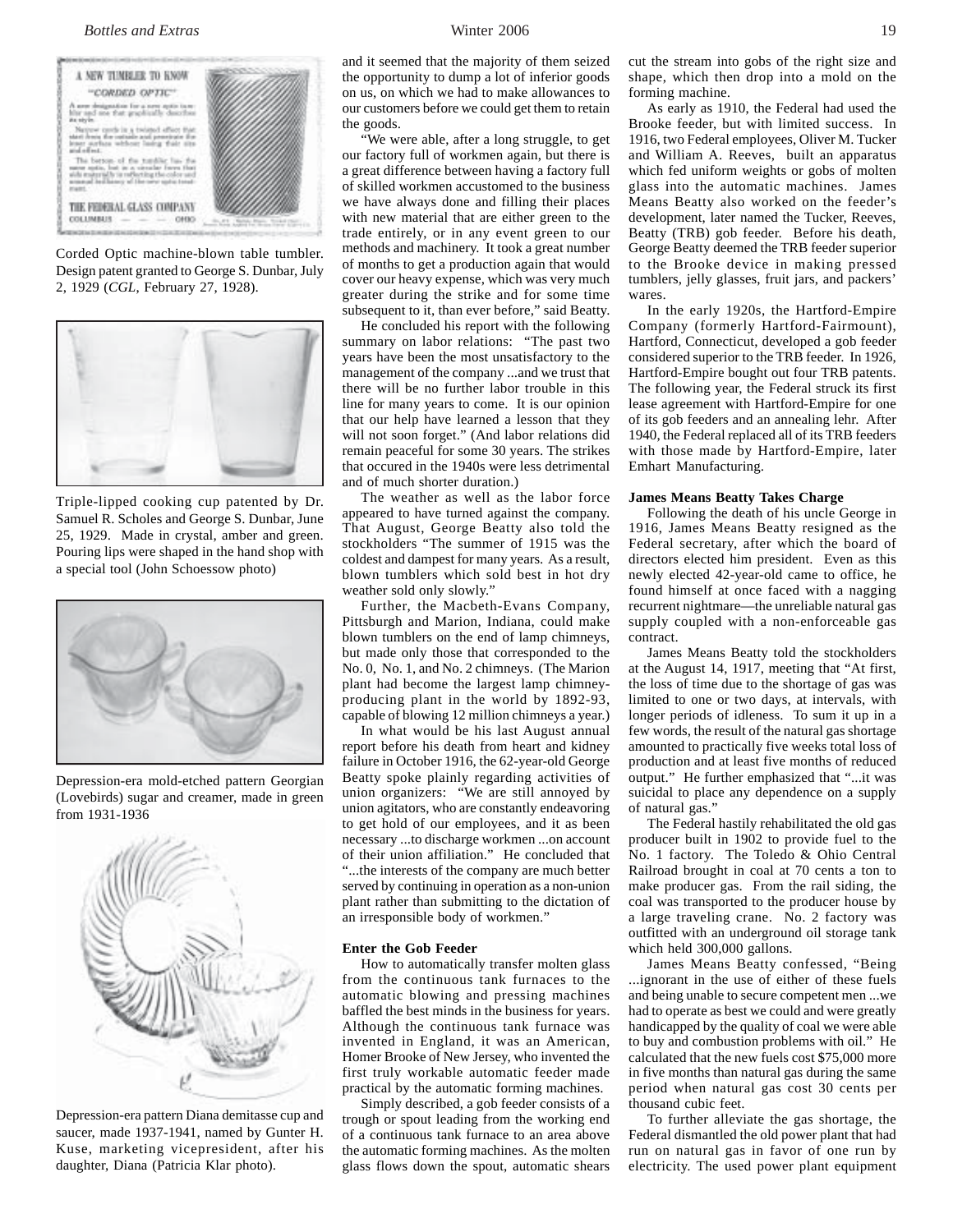Corded Optic machine-blown table tumbler. Design patent granted to George S. Dunbar, July 2, 1929 (*CGL*, February 27, 1928).

Triple-lipped cooking cup patented by Dr. Samuel R. Scholes and George S. Dunbar, June 25, 1929. Made in crystal, amber and green. Pouring lips were shaped in the hand shop with a special tool (John Schoessow photo)

Depression-era mold-etched pattern Georgian (Lovebirds) sugar and creamer, made in green from 1931-1936

Depression-era pattern Diana demitasse cup and saucer, made 1937-1941, named by Gunter H. Kuse, marketing vicepresident, after his daughter, Diana (Patricia Klar photo).

and it seemed that the majority of them seized the opportunity to dump a lot of inferior goods on us, on which we had to make allowances to our customers before we could get them to retain the goods.

"We were able, after a long struggle, to get our factory full of workmen again, but there is a great difference between having a factory full of skilled workmen accustomed to the business we have always done and filling their places with new material that are either green to the trade entirely, or in any event green to our methods and machinery. It took a great number of months to get a production again that would cover our heavy expense, which was very much greater during the strike and for some time subsequent to it, than ever before," said Beatty.

He concluded his report with the following summary on labor relations: "The past two years have been the most unsatisfactory to the management of the company ...and we trust that there will be no further labor trouble in this line for many years to come. It is our opinion that our help have learned a lesson that they will not soon forget." (And labor relations did remain peaceful for some 30 years. The strikes that occured in the 1940s were less detrimental and of much shorter duration.)

The weather as well as the labor force appeared to have turned against the company. That August, George Beatty also told the stockholders "The summer of 1915 was the coldest and dampest for many years. As a result, blown tumblers which sold best in hot dry weather sold only slowly."

Further, the Macbeth-Evans Company, Pittsburgh and Marion, Indiana, could make blown tumblers on the end of lamp chimneys, but made only those that corresponded to the No. 0, No. 1, and No. 2 chimneys. (The Marion plant had become the largest lamp chimney-producing plant in the world by 1892-93, capable of blowing 12 million chimneys a year.)

In what would be his last August annual report before his death from heart and kidney failure in October 1916, the 62-year-old George Beatty spoke plainly regarding activities of union organizers: "We are still annoyed by union agitators, who are constantly endeavoring to get hold of our employees, and it as been necessary ...to discharge workmen ...on account of their union affiliation." He concluded that "...the interests of the company are much better served by continuing in operation as a non-union plant rather than submitting to the dictation of an irresponsible body of workmen."

**Enter the Gob Feeder**

How to automatically transfer molten glass from the continuous tank furnaces to the automatic blowing and pressing machines baffled the best minds in the business for years. Although the continuous tank furnace was invented in England, it was an American, Homer Brooke of New Jersey, who invented the first truly workable automatic feeder made practical by the automatic forming machines.

Simply described, a gob feeder consists of a trough or spout leading from the working end of a continuous tank furnace to an area above the automatic forming machines. As the molten glass flows down the spout, automatic shears cut the stream into gobs of the right size and shape, which then drop into a mold on the forming machine.

As early as 1910, the Federal had used the Brooke feeder, but with limited success. In 1916, two Federal employees, Oliver M. Tucker and William A. Reeves, built an apparatus which fed uniform weights or gobs of molten glass into the automatic machines. James Means Beatty also worked on the feeder's development, later named the Tucker, Reeves, Beatty (TRB) gob feeder. Before his death, George Beatty deemed the TRB feeder superior to the Brooke device in making pressed tumblers, jelly glasses, fruit jars, and packers' wares.

In the early 1920s, the Hartford-Empire Company (formerly Hartford-Fairmount), Hartford, Connecticut, developed a gob feeder considered superior to the TRB feeder. In 1926, Hartford-Empire bought out four TRB patents. The following year, the Federal struck its first lease agreement with Hartford-Empire for one of its gob feeders and an annealing lehr. After 1940, the Federal replaced all of its TRB feeders with those made by Hartford-Empire, later Emhart Manufacturing.

**James Means Beatty Takes Charge**

Following the death of his uncle George in 1916, James Means Beatty resigned as the Federal secretary, after which the board of directors elected him president. Even as this newly elected 42-year-old came to office, he found himself at once faced with a nagging recurrent nightmare—the unreliable natural gas supply coupled with a non-enforceable gas contract.

James Means Beatty told the stockholders at the August 14, 1917, meeting that "At first, the loss of time due to the shortage of gas was limited to one or two days, at intervals, with longer periods of idleness. To sum it up in a few words, the result of the natural gas shortage amounted to practically five weeks total loss of production and at least five months of reduced output." He further emphasized that "...it was suicidal to place any dependence on a supply of natural gas."

The Federal hastily rehabilitated the old gas producer built in 1902 to provide fuel to the No. 1 factory. The Toledo & Ohio Central Railroad brought in coal at 70 cents a ton to make producer gas. From the rail siding, the coal was transported to the producer house by a large traveling crane. No. 2 factory was outfitted with an underground oil storage tank which held 300,000 gallons.

James Means Beatty confessed, "Being ...ignorant in the use of either of these fuels and being unable to secure competent men ...we had to operate as best we could and were greatly handicapped by the quality of coal we were able to buy and combustion problems with oil." He calculated that the new fuels cost $75,000 more in five months than natural gas during the same period when natural gas cost 30 cents per thousand cubic feet.

To further alleviate the gas shortage, the Federal dismantled the old power plant that had run on natural gas in favor of one run by electricity. The used power plant equipment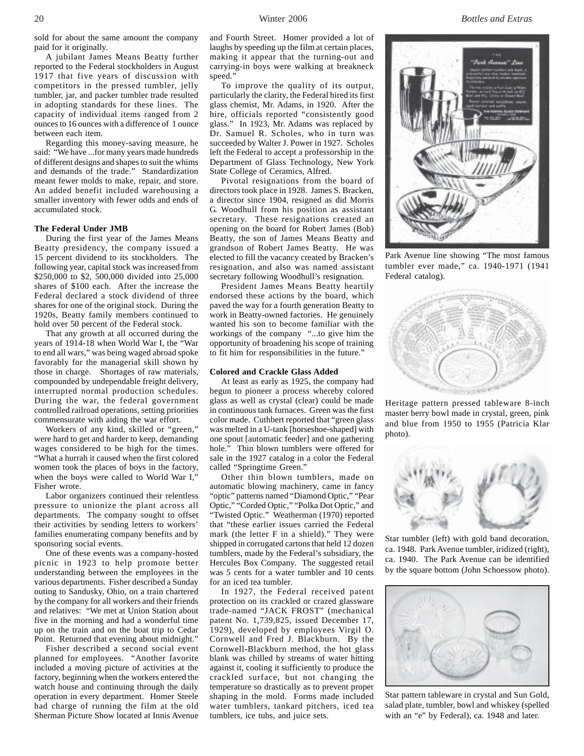sold for about the same amount the company paid for it originally.

A jubilant James Means Beatty further reported to the Federal stockholders in August 1917 that five years of discussion with competitors in the pressed tumbler, jelly tumbler, jar, and packer tumbler trade resulted in adopting standards for these lines. The capacity of individual items ranged from 2 ounces to 16 ounces with a difference of 1 ounce between each item.

Regarding this money-saving measure, he said: "We have ...for many years made hundreds of different designs and shapes to suit the whims and demands of the trade." Standardization meant fewer molds to make, repair, and store. An added benefit included warehousing a smaller inventory with fewer odds and ends of accumulated stock.

**The Federal Under JMB**

During the first year of the James Means Beatty presidency, the company issued a 15 percent dividend to its stockholders. The following year, capital stock was increased from $250,000 to $2, 500,000 divided into 25,000 shares of $100 each. After the increase the Federal declared a stock dividend of three shares for one of the original stock. During the 1920s, Beatty family members continued to hold over 50 percent of the Federal stock.

That any growth at all occurred during the years of 1914-18 when World War I, the "War to end all wars," was being waged abroad spoke favorably for the managerial skill shown by those in charge. Shortages of raw materials, compounded by undependable freight delivery, interrupted normal production schedules. During the war, the federal government controlled railroad operations, setting priorities commensurate with aiding the war effort.

Workers of any kind, skilled or "green," were hard to get and harder to keep, demanding wages considered to be high for the times. "What a hurrah it caused when the first colored women took the places of boys in the factory, when the boys were called to World War I," Fisher wrote.

Labor organizers continued their relentless pressure to unionize the plant across all departments. The company sought to offset their activities by sending letters to workers' families enumerating company benefits and by sponsoring social events.

One of these events was a company-hosted picnic in 1923 to help promote better understanding between the employees in the various departments. Fisher described a Sunday outing to Sandusky, Ohio, on a train chartered by the company for all workers and their friends and relatives: "We met at Union Station about five in the morning and had a wonderful time up on the train and on the boat trip to Cedar Point. Returned that evening about midnight."

Fisher described a second social event planned for employees. "Another favorite included a moving picture of activities at the factory, beginning when the workers entered the watch house and continuing through the daily operation in every department. Homer Steele had charge of running the film at the old Sherman Picture Show located at Innis Avenue and Fourth Street. Homer provided a lot of laughs by speeding up the film at certain places, making it appear that the turning-out and carrying-in boys were walking at breakneck speed."

To improve the quality of its output, particularly the clarity, the Federal hired its first glass chemist, Mr. Adams, in 1920. After the hire, officials reported "consistently good glass." In 1923, Mr. Adams was replaced by Dr. Samuel R. Scholes, who in turn was succeeded by Walter J. Power in 1927. Scholes left the Federal to accept a professorship in the Department of Glass Technology, New York State College of Ceramics, Alfred.

Pivotal resignations from the board of directors took place in 1928. James S. Bracken, a director since 1904, resigned as did Morris G. Woodhull from his position as assistant secretary. These resignations created an opening on the board for Robert James (Bob) Beatty, the son of James Means Beatty and grandson of Robert James Beatty. He was elected to fill the vacancy created by Bracken's resignation, and also was named assistant secretary following Woodhull's resignation.

President James Means Beatty heartily endorsed these actions by the board, which paved the way for a fourth generation Beatty to work in Beatty-owned factories. He genuinely wanted his son to become familiar with the workings of the company "...to give him the opportunity of broadening his scope of training to fit him for responsibilities in the future."

**Colored and Crackle Glass Added**

At least as early as 1925, the company had begun to pioneer a process whereby colored glass as well as crystal (clear) could be made in continuous tank furnaces. Green was the first color made. Cuthbert reported that "green glass was melted in a U-tank [horseshoe-shaped] with one spout [automatic feeder] and one gathering hole." Thin blown tumblers were offered for sale in the 1927 catalog in a color the Federal called "Springtime Green."

Other thin blown tumblers, made on automatic blowing machinery, came in fancy "optic" patterns named "Diamond Optic," "Pear Optic," "Corded Optic," "Polka Dot Optic," and "Twisted Optic." Weatherman (1970) reported that "these earlier issues carried the Federal mark (the letter F in a shield)." They were shipped in corrugated cartons that held 12 dozen tumblers, made by the Federal's subsidiary, the Hercules Box Company. The suggested retail was 5 cents for a water tumbler and 10 cents for an iced tea tumbler.

In 1927, the Federal received patent protection on its crackled or crazed glassware trade-named "JACK FROST" (mechanical patent No. 1,739,825, issued December 17, 1929), developed by employees Virgil O. Cornwell and Fred J. Blackburn. By the Cornwell-Blackburn method, the hot glass blank was chilled by streams of water hitting against it, cooling it sufficiently to produce the crackled surface, but not changing the temperature so drastically as to prevent proper shaping in the mold. Forms made included water tumblers, tankard pitchers, iced tea tumblers, ice tubs, and juice sets.

Park Avenue line showing "The most famous tumbler ever made," ca. 1940-1971 (1941 Federal catalog).

Heritage pattern pressed tableware 8-inch master berry bowl made in crystal, green, pink and blue from 1950 to 1955 (Patricia Klar photo).

Star tumbler (left) with gold band decoration, ca. 1948. Park Avenue tumbler, iridized (right), ca. 1940. The Park Avenue can be identified by the square bottom (John Schoessow photo).

Star pattern tableware in crystal and Sun Gold, salad plate, tumbler, bowl and whiskey (spelled with an "e" by Federal), ca. 1948 and later.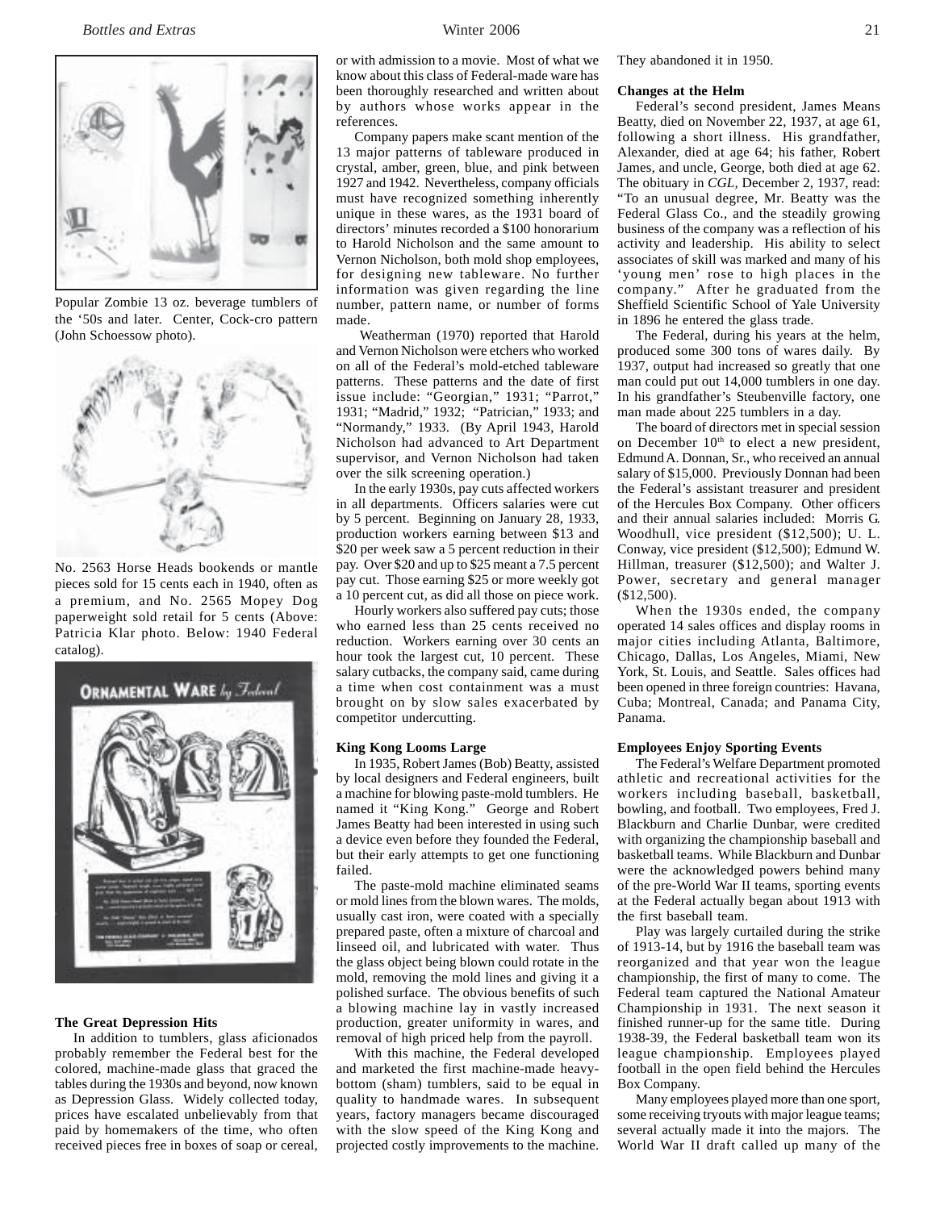Popular Zombie 13 oz. beverage tumblers of the '50s and later. Center, Cock-cro pattern (John Schoessow photo).

No. 2563 Horse Heads bookends or mantle pieces sold for 15 cents each in 1940, often as a premium, and No. 2565 Mopey Dog paperweight sold retail for 5 cents (Above: Patricia Klar photo. Below: 1940 Federal catalog).

### The Great Depression Hits

In addition to tumblers, glass aficionados probably remember the Federal best for the colored, machine-made glass that graced the tables during the 1930s and beyond, now known as Depression Glass. Widely collected today, prices have escalated unbelievably from that paid by homemakers of the time, who often received pieces free in boxes of soap or cereal, or with admission to a movie. Most of what we know about this class of Federal-made ware has been thoroughly researched and written about by authors whose works appear in the references.

Company papers make scant mention of the 13 major patterns of tableware produced in crystal, amber, green, blue, and pink between 1927 and 1942. Nevertheless, company officials must have recognized something inherently unique in these wares, as the 1931 board of directors' minutes recorded a $100 honorarium to Harold Nicholson and the same amount to Vernon Nicholson, both mold shop employees, for designing new tableware. No further information was given regarding the line number, pattern name, or number of forms made.

Weatherman (1970) reported that Harold and Vernon Nicholson were etchers who worked on all of the Federal's mold-etched tableware patterns. These patterns and the date of first issue include: "Georgian," 1931; "Parrot," 1931; "Madrid," 1932; "Patrician," 1933; and "Normandy," 1933. (By April 1943, Harold Nicholson had advanced to Art Department supervisor, and Vernon Nicholson had taken over the silk screening operation.)

In the early 1930s, pay cuts affected workers in all departments. Officers salaries were cut by 5 percent. Beginning on January 28, 1933, production workers earning between $13 and $20 per week saw a 5 percent reduction in their pay. Over $20 and up to $25 meant a 7.5 percent pay cut. Those earning $25 or more weekly got a 10 percent cut, as did all those on piece work.

Hourly workers also suffered pay cuts; those who earned less than 25 cents received no reduction. Workers earning over 30 cents an hour took the largest cut, 10 percent. These salary cutbacks, the company said, came during a time when cost containment was a must brought on by slow sales exacerbated by competitor undercutting.

### King Kong Looms Large

In 1935, Robert James (Bob) Beatty, assisted by local designers and Federal engineers, built a machine for blowing paste-mold tumblers. He named it "King Kong." George and Robert James Beatty had been interested in using such a device even before they founded the Federal, but their early attempts to get one functioning failed.

The paste-mold machine eliminated seams or mold lines from the blown wares. The molds, usually cast iron, were coated with a specially prepared paste, often a mixture of charcoal and linseed oil, and lubricated with water. Thus the glass object being blown could rotate in the mold, removing the mold lines and giving it a polished surface. The obvious benefits of such a blowing machine lay in vastly increased production, greater uniformity in wares, and removal of high priced help from the payroll.

With this machine, the Federal developed and marketed the first machine-made heavy-bottom (sham) tumblers, said to be equal in quality to handmade wares. In subsequent years, factory managers became discouraged with the slow speed of the King Kong and projected costly improvements to the machine. They abandoned it in 1950.

### Changes at the Helm

Federal's second president, James Means Beatty, died on November 22, 1937, at age 61, following a short illness. His grandfather, Alexander, died at age 64; his father, Robert James, and uncle, George, both died at age 62. The obituary in *CGL*, December 2, 1937, read: "To an unusual degree, Mr. Beatty was the Federal Glass Co., and the steadily growing business of the company was a reflection of his activity and leadership. His ability to select associates of skill was marked and many of his 'young men' rose to high places in the company." After he graduated from the Sheffield Scientific School of Yale University in 1896 he entered the glass trade.

The Federal, during his years at the helm, produced some 300 tons of wares daily. By 1937, output had increased so greatly that one man could put out 14,000 tumblers in one day. In his grandfather's Steubenville factory, one man made about 225 tumblers in a day.

The board of directors met in special session on December 10th to elect a new president, Edmund A. Donnan, Sr., who received an annual salary of $15,000. Previously Donnan had been the Federal's assistant treasurer and president of the Hercules Box Company. Other officers and their annual salaries included: Morris G. Woodhull, vice president ($12,500); U. L. Conway, vice president ($12,500); Edmund W. Hillman, treasurer ($12,500); and Walter J. Power, secretary and general manager ($12,500).

When the 1930s ended, the company operated 14 sales offices and display rooms in major cities including Atlanta, Baltimore, Chicago, Dallas, Los Angeles, Miami, New York, St. Louis, and Seattle. Sales offices had been opened in three foreign countries: Havana, Cuba; Montreal, Canada; and Panama City, Panama.

### Employees Enjoy Sporting Events

The Federal's Welfare Department promoted athletic and recreational activities for the workers including baseball, basketball, bowling, and football. Two employees, Fred J. Blackburn and Charlie Dunbar, were credited with organizing the championship baseball and basketball teams. While Blackburn and Dunbar were the acknowledged powers behind many of the pre-World War II teams, sporting events at the Federal actually began about 1913 with the first baseball team.

Play was largely curtailed during the strike of 1913-14, but by 1916 the baseball team was reorganized and that year won the league championship, the first of many to come. The Federal team captured the National Amateur Championship in 1931. The next season it finished runner-up for the same title. During 1938-39, the Federal basketball team won its league championship. Employees played football in the open field behind the Hercules Box Company.

Many employees played more than one sport, some receiving tryouts with major league teams; several actually made it into the majors. The World War II draft called up many of the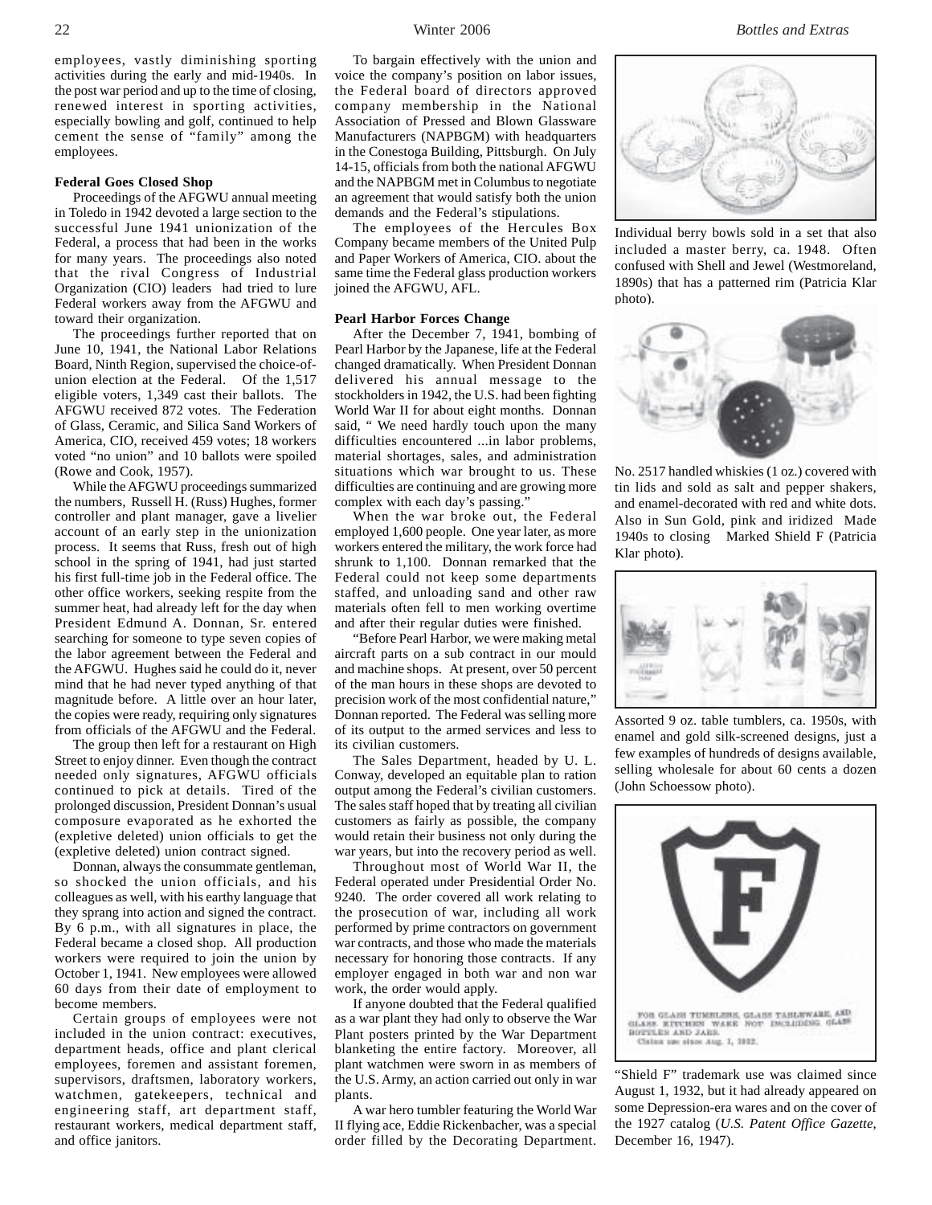employees, vastly diminishing sporting activities during the early and mid-1940s. In the post war period and up to the time of closing, renewed interest in sporting activities, especially bowling and golf, continued to help cement the sense of "family" among the employees.

**Federal Goes Closed Shop**

Proceedings of the AFGWU annual meeting in Toledo in 1942 devoted a large section to the successful June 1941 unionization of the Federal, a process that had been in the works for many years. The proceedings also noted that the rival Congress of Industrial Organization (CIO) leaders had tried to lure Federal workers away from the AFGWU and toward their organization.

The proceedings further reported that on June 10, 1941, the National Labor Relations Board, Ninth Region, supervised the choice-of-union election at the Federal. Of the 1,517 eligible voters, 1,349 cast their ballots. The AFGWU received 872 votes. The Federation of Glass, Ceramic, and Silica Sand Workers of America, CIO, received 459 votes; 18 workers voted "no union" and 10 ballots were spoiled (Rowe and Cook, 1957).

While the AFGWU proceedings summarized the numbers, Russell H. (Russ) Hughes, former controller and plant manager, gave a livelier account of an early step in the unionization process. It seems that Russ, fresh out of high school in the spring of 1941, had just started his first full-time job in the Federal office. The other office workers, seeking respite from the summer heat, had already left for the day when President Edmund A. Donnan, Sr. entered searching for someone to type seven copies of the labor agreement between the Federal and the AFGWU. Hughes said he could do it, never mind that he had never typed anything of that magnitude before. A little over an hour later, the copies were ready, requiring only signatures from officials of the AFGWU and the Federal.

The group then left for a restaurant on High Street to enjoy dinner. Even though the contract needed only signatures, AFGWU officials continued to pick at details. Tired of the prolonged discussion, President Donnan's usual composure evaporated as he exhorted the (expletive deleted) union officials to get the (expletive deleted) union contract signed.

Donnan, always the consummate gentleman, so shocked the union officials, and his colleagues as well, with his earthy language that they sprang into action and signed the contract. By 6 p.m., with all signatures in place, the Federal became a closed shop. All production workers were required to join the union by October 1, 1941. New employees were allowed 60 days from their date of employment to become members.

Certain groups of employees were not included in the union contract: executives, department heads, office and plant clerical employees, foremen and assistant foremen, supervisors, draftsmen, laboratory workers, watchmen, gatekeepers, technical and engineering staff, art department staff, restaurant workers, medical department staff, and office janitors.

To bargain effectively with the union and voice the company's position on labor issues, the Federal board of directors approved company membership in the National Association of Pressed and Blown Glassware Manufacturers (NAPBGM) with headquarters in the Conestoga Building, Pittsburgh. On July 14-15, officials from both the national AFGWU and the NAPBGM met in Columbus to negotiate an agreement that would satisfy both the union demands and the Federal's stipulations.

The employees of the Hercules Box Company became members of the United Pulp and Paper Workers of America, CIO. about the same time the Federal glass production workers joined the AFGWU, AFL.

**Pearl Harbor Forces Change**

After the December 7, 1941, bombing of Pearl Harbor by the Japanese, life at the Federal changed dramatically. When President Donnan delivered his annual message to the stockholders in 1942, the U.S. had been fighting World War II for about eight months. Donnan said, " We need hardly touch upon the many difficulties encountered ...in labor problems, material shortages, sales, and administration situations which war brought to us. These difficulties are continuing and are growing more complex with each day's passing."

When the war broke out, the Federal employed 1,600 people. One year later, as more workers entered the military, the work force had shrunk to 1,100. Donnan remarked that the Federal could not keep some departments staffed, and unloading sand and other raw materials often fell to men working overtime and after their regular duties were finished.

"Before Pearl Harbor, we were making metal aircraft parts on a sub contract in our mould and machine shops. At present, over 50 percent of the man hours in these shops are devoted to precision work of the most confidential nature," Donnan reported. The Federal was selling more of its output to the armed services and less to its civilian customers.

The Sales Department, headed by U. L. Conway, developed an equitable plan to ration output among the Federal's civilian customers. The sales staff hoped that by treating all civilian customers as fairly as possible, the company would retain their business not only during the war years, but into the recovery period as well.

Throughout most of World War II, the Federal operated under Presidential Order No. 9240. The order covered all work relating to the prosecution of war, including all work performed by prime contractors on government war contracts, and those who made the materials necessary for honoring those contracts. If any employer engaged in both war and non war work, the order would apply.

If anyone doubted that the Federal qualified as a war plant they had only to observe the War Plant posters printed by the War Department blanketing the entire factory. Moreover, all plant watchmen were sworn in as members of the U.S. Army, an action carried out only in war plants.

A war hero tumbler featuring the World War II flying ace, Eddie Rickenbacher, was a special order filled by the Decorating Department.

Individual berry bowls sold in a set that also included a master berry, ca. 1948. Often confused with Shell and Jewel (Westmoreland, 1890s) that has a patterned rim (Patricia Klar photo).

No. 2517 handled whiskies (1 oz.) covered with tin lids and sold as salt and pepper shakers, and enamel-decorated with red and white dots. Also in Sun Gold, pink and iridized Made 1940s to closing Marked Shield F (Patricia Klar photo).

Assorted 9 oz. table tumblers, ca. 1950s, with enamel and gold silk-screened designs, just a few examples of hundreds of designs available, selling wholesale for about 60 cents a dozen (John Schoessow photo).

FOR GLASS TUMBLERS, GLASS TABLEWARE, AND GLASS KITCHEN WARE NOT INCLUDING GLASS BOTTLES AND JARS.
Claims use since Aug. 1, 1932.

"Shield F" trademark use was claimed since August 1, 1932, but it had already appeared on some Depression-era wares and on the cover of the 1927 catalog (*U.S. Patent Office Gazette*, December 16, 1947).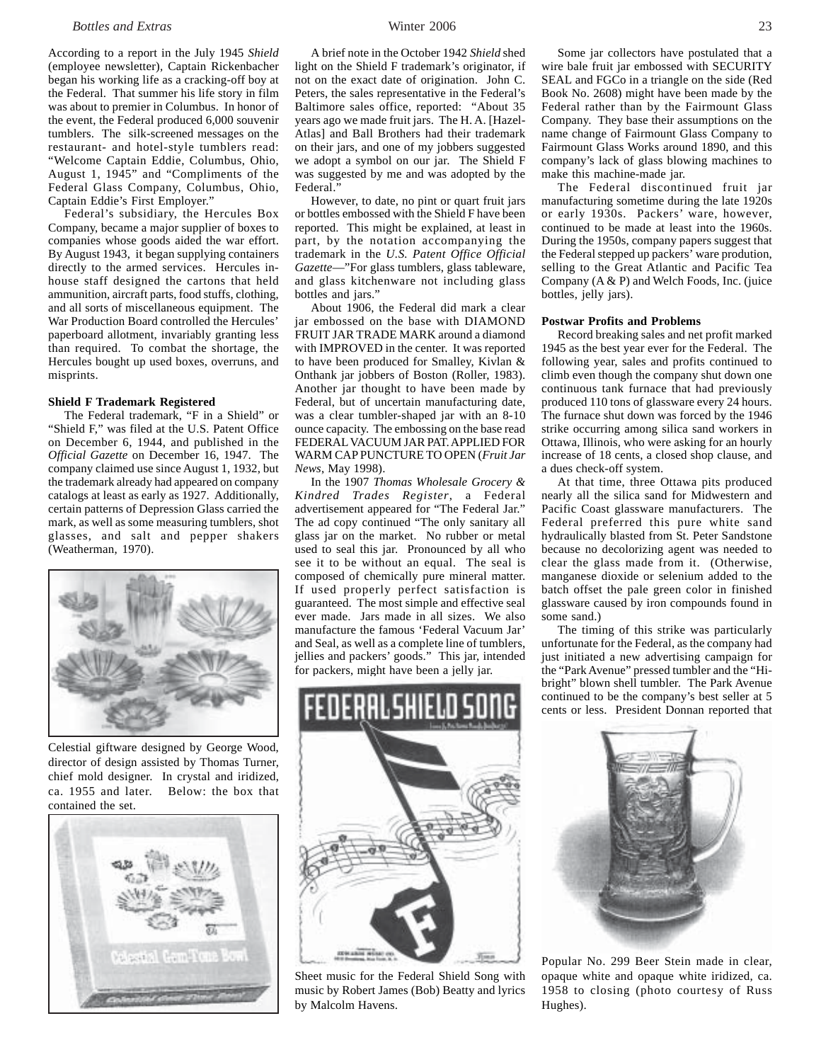According to a report in the July 1945 *Shield* (employee newsletter), Captain Rickenbacher began his working life as a cracking-off boy at the Federal. That summer his life story in film was about to premier in Columbus. In honor of the event, the Federal produced 6,000 souvenir tumblers. The silk-screened messages on the restaurant- and hotel-style tumblers read: "Welcome Captain Eddie, Columbus, Ohio, August 1, 1945" and "Compliments of the Federal Glass Company, Columbus, Ohio, Captain Eddie's First Employer."

Federal's subsidiary, the Hercules Box Company, became a major supplier of boxes to companies whose goods aided the war effort. By August 1943, it began supplying containers directly to the armed services. Hercules in-house staff designed the cartons that held ammunition, aircraft parts, food stuffs, clothing, and all sorts of miscellaneous equipment. The War Production Board controlled the Hercules' paperboard allotment, invariably granting less than required. To combat the shortage, the Hercules bought up used boxes, overruns, and misprints.

**Shield F Trademark Registered**

The Federal trademark, "F in a Shield" or "Shield F," was filed at the U.S. Patent Office on December 6, 1944, and published in the *Official Gazette* on December 16, 1947. The company claimed use since August 1, 1932, but the trademark already had appeared on company catalogs at least as early as 1927. Additionally, certain patterns of Depression Glass carried the mark, as well as some measuring tumblers, shot glasses, and salt and pepper shakers (Weatherman, 1970).

Celestial giftware designed by George Wood, director of design assisted by Thomas Turner, chief mold designer. In crystal and iridized, ca. 1955 and later. Below: the box that contained the set.

A brief note in the October 1942 *Shield* shed light on the Shield F trademark's originator, if not on the exact date of origination. John C. Peters, the sales representative in the Federal's Baltimore sales office, reported: "About 35 years ago we made fruit jars. The H. A. [Hazel-Atlas] and Ball Brothers had their trademark on their jars, and one of my jobbers suggested we adopt a symbol on our jar. The Shield F was suggested by me and was adopted by the Federal."

However, to date, no pint or quart fruit jars or bottles embossed with the Shield F have been reported. This might be explained, at least in part, by the notation accompanying the trademark in the *U.S. Patent Office Official Gazette*—"For glass tumblers, glass tableware, and glass kitchenware not including glass bottles and jars."

About 1906, the Federal did mark a clear jar embossed on the base with DIAMOND FRUIT JAR TRADE MARK around a diamond with IMPROVED in the center. It was reported to have been produced for Smalley, Kivlan & Onthank jar jobbers of Boston (Roller, 1983). Another jar thought to have been made by Federal, but of uncertain manufacturing date, was a clear tumbler-shaped jar with an 8-10 ounce capacity. The embossing on the base read FEDERAL VACUUM JAR PAT. APPLIED FOR WARM CAP PUNCTURE TO OPEN (*Fruit Jar News*, May 1998).

In the 1907 *Thomas Wholesale Grocery & Kindred Trades Register*, a Federal advertisement appeared for "The Federal Jar." The ad copy continued "The only sanitary all glass jar on the market. No rubber or metal used to seal this jar. Pronounced by all who see it to be without an equal. The seal is composed of chemically pure mineral matter. If used properly perfect satisfaction is guaranteed. The most simple and effective seal ever made. Jars made in all sizes. We also manufacture the famous 'Federal Vacuum Jar' and Seal, as well as a complete line of tumblers, jellies and packers' goods." This jar, intended for packers, might have been a jelly jar.

Sheet music for the Federal Shield Song with music by Robert James (Bob) Beatty and lyrics by Malcolm Havens.

Some jar collectors have postulated that a wire bale fruit jar embossed with SECURITY SEAL and FGCo in a triangle on the side (Red Book No. 2608) might have been made by the Federal rather than by the Fairmount Glass Company. They base their assumptions on the name change of Fairmount Glass Company to Fairmount Glass Works around 1890, and this company's lack of glass blowing machines to make this machine-made jar.

The Federal discontinued fruit jar manufacturing sometime during the late 1920s or early 1930s. Packers' ware, however, continued to be made at least into the 1960s. During the 1950s, company papers suggest that the Federal stepped up packers' ware prodution, selling to the Great Atlantic and Pacific Tea Company (A & P) and Welch Foods, Inc. (juice bottles, jelly jars).

**Postwar Profits and Problems**

Record breaking sales and net profit marked 1945 as the best year ever for the Federal. The following year, sales and profits continued to climb even though the company shut down one continuous tank furnace that had previously produced 110 tons of glassware every 24 hours. The furnace shut down was forced by the 1946 strike occurring among silica sand workers in Ottawa, Illinois, who were asking for an hourly increase of 18 cents, a closed shop clause, and a dues check-off system.

At that time, three Ottawa pits produced nearly all the silica sand for Midwestern and Pacific Coast glassware manufacturers. The Federal preferred this pure white sand hydraulically blasted from St. Peter Sandstone because no decolorizing agent was needed to clear the glass made from it. (Otherwise, manganese dioxide or selenium added to the batch offset the pale green color in finished glassware caused by iron compounds found in some sand.)

The timing of this strike was particularly unfortunate for the Federal, as the company had just initiated a new advertising campaign for the "Park Avenue" pressed tumbler and the "Hi-bright" blown shell tumbler. The Park Avenue continued to be the company's best seller at 5 cents or less. President Donnan reported that

Popular No. 299 Beer Stein made in clear, opaque white and opaque white iridized, ca. 1958 to closing (photo courtesy of Russ Hughes).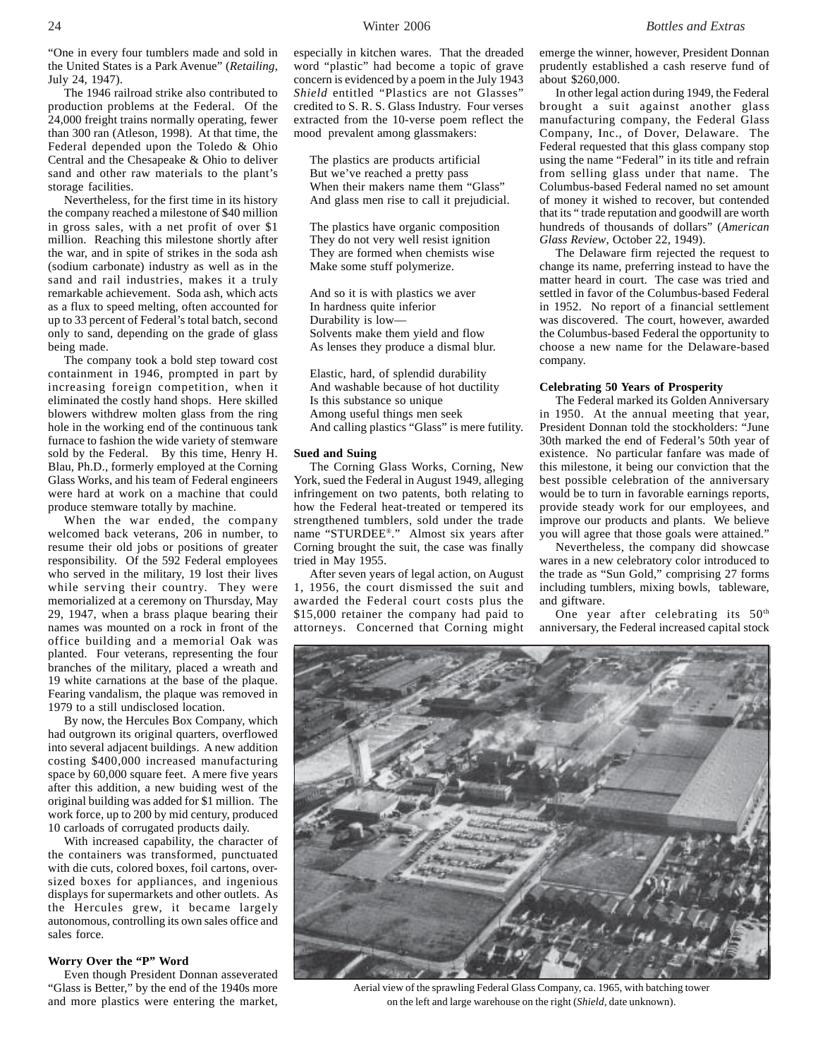"One in every four tumblers made and sold in the United States is a Park Avenue" (*Retailing*, July 24, 1947).

The 1946 railroad strike also contributed to production problems at the Federal. Of the 24,000 freight trains normally operating, fewer than 300 ran (Atleson, 1998). At that time, the Federal depended upon the Toledo & Ohio Central and the Chesapeake & Ohio to deliver sand and other raw materials to the plant's storage facilities.

Nevertheless, for the first time in its history the company reached a milestone of $40 million in gross sales, with a net profit of over $1 million. Reaching this milestone shortly after the war, and in spite of strikes in the soda ash (sodium carbonate) industry as well as in the sand and rail industries, makes it a truly remarkable achievement. Soda ash, which acts as a flux to speed melting, often accounted for up to 33 percent of Federal's total batch, second only to sand, depending on the grade of glass being made.

The company took a bold step toward cost containment in 1946, prompted in part by increasing foreign competition, when it eliminated the costly hand shops. Here skilled blowers withdrew molten glass from the ring hole in the working end of the continuous tank furnace to fashion the wide variety of stemware sold by the Federal. By this time, Henry H. Blau, Ph.D., formerly employed at the Corning Glass Works, and his team of Federal engineers were hard at work on a machine that could produce stemware totally by machine.

When the war ended, the company welcomed back veterans, 206 in number, to resume their old jobs or positions of greater responsibility. Of the 592 Federal employees who served in the military, 19 lost their lives while serving their country. They were memorialized at a ceremony on Thursday, May 29, 1947, when a brass plaque bearing their names was mounted on a rock in front of the office building and a memorial Oak was planted. Four veterans, representing the four branches of the military, placed a wreath and 19 white carnations at the base of the plaque. Fearing vandalism, the plaque was removed in 1979 to a still undisclosed location.

By now, the Hercules Box Company, which had outgrown its original quarters, overflowed into several adjacent buildings. A new addition costing $400,000 increased manufacturing space by 60,000 square feet. A mere five years after this addition, a new buiding west of the original building was added for $1 million. The work force, up to 200 by mid century, produced 10 carloads of corrugated products daily.

With increased capability, the character of the containers was transformed, punctuated with die cuts, colored boxes, foil cartons, oversized boxes for appliances, and ingenious displays for supermarkets and other outlets. As the Hercules grew, it became largely autonomous, controlling its own sales office and sales force.

### Worry Over the "P" Word

Even though President Donnan asseverated "Glass is Better," by the end of the 1940s more and more plastics were entering the market, especially in kitchen wares. That the dreaded word "plastic" had become a topic of grave concern is evidenced by a poem in the July 1943 *Shield* entitled "Plastics are not Glasses" credited to S. R. S. Glass Industry. Four verses extracted from the 10-verse poem reflect the mood prevalent among glassmakers:

> The plastics are products artificial
> But we've reached a pretty pass
> When their makers name them "Glass"
> And glass men rise to call it prejudicial.
>
> The plastics have organic composition
> They do not very well resist ignition
> They are formed when chemists wise
> Make some stuff polymerize.
>
> And so it is with plastics we aver
> In hardness quite inferior
> Durability is low—
> Solvents make them yield and flow
> As lenses they produce a dismal blur.
>
> Elastic, hard, of splendid durability
> And washable because of hot ductility
> Is this substance so unique
> Among useful things men seek
> And calling plastics "Glass" is mere futility.

### Sued and Suing

The Corning Glass Works, Corning, New York, sued the Federal in August 1949, alleging infringement on two patents, both relating to how the Federal heat-treated or tempered its strengthened tumblers, sold under the trade name "STURDEE®." Almost six years after Corning brought the suit, the case was finally tried in May 1955.

After seven years of legal action, on August 1, 1956, the court dismissed the suit and awarded the Federal court costs plus the $15,000 retainer the company had paid to attorneys. Concerned that Corning might emerge the winner, however, President Donnan prudently established a cash reserve fund of about $260,000.

In other legal action during 1949, the Federal brought a suit against another glass manufacturing company, the Federal Glass Company, Inc., of Dover, Delaware. The Federal requested that this glass company stop using the name "Federal" in its title and refrain from selling glass under that name. The Columbus-based Federal named no set amount of money it wished to recover, but contended that its " trade reputation and goodwill are worth hundreds of thousands of dollars" (*American Glass Review*, October 22, 1949).

The Delaware firm rejected the request to change its name, preferring instead to have the matter heard in court. The case was tried and settled in favor of the Columbus-based Federal in 1952. No report of a financial settlement was discovered. The court, however, awarded the Columbus-based Federal the opportunity to choose a new name for the Delaware-based company.

### Celebrating 50 Years of Prosperity

The Federal marked its Golden Anniversary in 1950. At the annual meeting that year, President Donnan told the stockholders: "June 30th marked the end of Federal's 50th year of existence. No particular fanfare was made of this milestone, it being our conviction that the best possible celebration of the anniversary would be to turn in favorable earnings reports, provide steady work for our employees, and improve our products and plants. We believe you will agree that those goals were attained."

Nevertheless, the company did showcase wares in a new celebratory color introduced to the trade as "Sun Gold," comprising 27 forms including tumblers, mixing bowls, tableware, and giftware.

One year after celebrating its 50th anniversary, the Federal increased capital stock

Aerial view of the sprawling Federal Glass Company, ca. 1965, with batching tower on the left and large warehouse on the right (*Shield*, date unknown).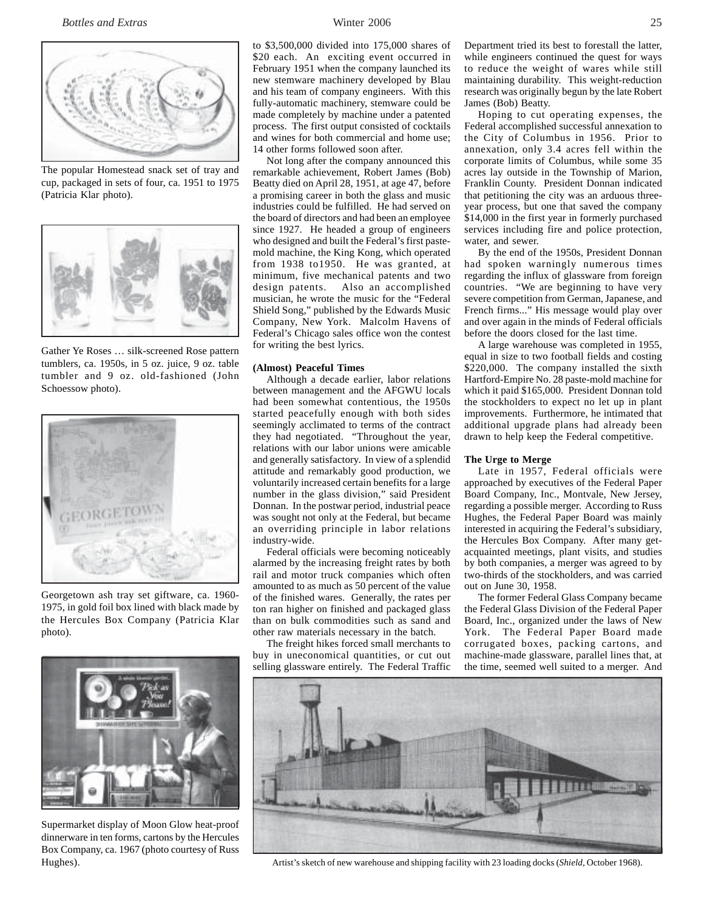The popular Homestead snack set of tray and cup, packaged in sets of four, ca. 1951 to 1975 (Patricia Klar photo).

Gather Ye Roses … silk-screened Rose pattern tumblers, ca. 1950s, in 5 oz. juice, 9 oz. table tumbler and 9 oz. old-fashioned (John Schoessow photo).

Georgetown ash tray set giftware, ca. 1960-1975, in gold foil box lined with black made by the Hercules Box Company (Patricia Klar photo).

Supermarket display of Moon Glow heat-proof dinnerware in ten forms, cartons by the Hercules Box Company, ca. 1967 (photo courtesy of Russ Hughes).

to $3,500,000 divided into 175,000 shares of $20 each. An exciting event occurred in February 1951 when the company launched its new stemware machinery developed by Blau and his team of company engineers. With this fully-automatic machinery, stemware could be made completely by machine under a patented process. The first output consisted of cocktails and wines for both commercial and home use; 14 other forms followed soon after.

Not long after the company announced this remarkable achievement, Robert James (Bob) Beatty died on April 28, 1951, at age 47, before a promising career in both the glass and music industries could be fulfilled. He had served on the board of directors and had been an employee since 1927. He headed a group of engineers who designed and built the Federal's first paste-mold machine, the King Kong, which operated from 1938 to1950. He was granted, at minimum, five mechanical patents and two design patents. Also an accomplished musician, he wrote the music for the "Federal Shield Song," published by the Edwards Music Company, New York. Malcolm Havens of Federal's Chicago sales office won the contest for writing the best lyrics.

**(Almost) Peaceful Times**

Although a decade earlier, labor relations between management and the AFGWU locals had been somewhat contentious, the 1950s started peacefully enough with both sides seemingly acclimated to terms of the contract they had negotiated. "Throughout the year, relations with our labor unions were amicable and generally satisfactory. In view of a splendid attitude and remarkably good production, we voluntarily increased certain benefits for a large number in the glass division," said President Donnan. In the postwar period, industrial peace was sought not only at the Federal, but became an overriding principle in labor relations industry-wide.

Federal officials were becoming noticeably alarmed by the increasing freight rates by both rail and motor truck companies which often amounted to as much as 50 percent of the value of the finished wares. Generally, the rates per ton ran higher on finished and packaged glass than on bulk commodities such as sand and other raw materials necessary in the batch.

The freight hikes forced small merchants to buy in uneconomical quantities, or cut out selling glassware entirely. The Federal Traffic Department tried its best to forestall the latter, while engineers continued the quest for ways to reduce the weight of wares while still maintaining durability. This weight-reduction research was originally begun by the late Robert James (Bob) Beatty.

Hoping to cut operating expenses, the Federal accomplished successful annexation to the City of Columbus in 1956. Prior to annexation, only 3.4 acres fell within the corporate limits of Columbus, while some 35 acres lay outside in the Township of Marion, Franklin County. President Donnan indicated that petitioning the city was an arduous three-year process, but one that saved the company $14,000 in the first year in formerly purchased services including fire and police protection, water, and sewer.

By the end of the 1950s, President Donnan had spoken warningly numerous times regarding the influx of glassware from foreign countries. "We are beginning to have very severe competition from German, Japanese, and French firms..." His message would play over and over again in the minds of Federal officials before the doors closed for the last time.

A large warehouse was completed in 1955, equal in size to two football fields and costing $220,000. The company installed the sixth Hartford-Empire No. 28 paste-mold machine for which it paid $165,000. President Donnan told the stockholders to expect no let up in plant improvements. Furthermore, he intimated that additional upgrade plans had already been drawn to help keep the Federal competitive.

**The Urge to Merge**

Late in 1957, Federal officials were approached by executives of the Federal Paper Board Company, Inc., Montvale, New Jersey, regarding a possible merger. According to Russ Hughes, the Federal Paper Board was mainly interested in acquiring the Federal's subsidiary, the Hercules Box Company. After many get-acquainted meetings, plant visits, and studies by both companies, a merger was agreed to by two-thirds of the stockholders, and was carried out on June 30, 1958.

The former Federal Glass Company became the Federal Glass Division of the Federal Paper Board, Inc., organized under the laws of New York. The Federal Paper Board made corrugated boxes, packing cartons, and machine-made glassware, parallel lines that, at the time, seemed well suited to a merger. And

Artist's sketch of new warehouse and shipping facility with 23 loading docks (*Shield*, October 1968).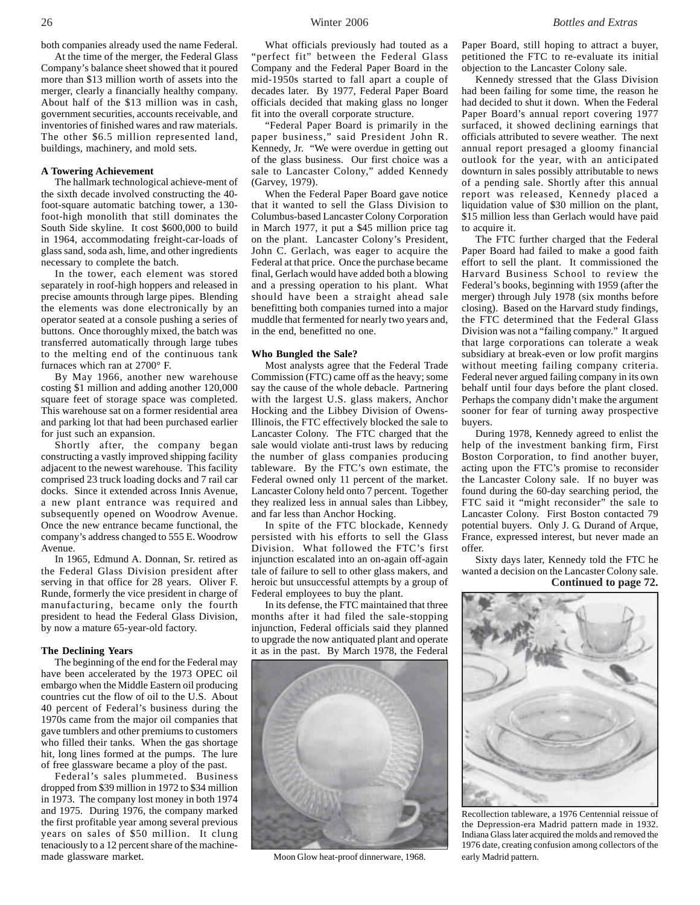both companies already used the name Federal.

At the time of the merger, the Federal Glass Company's balance sheet showed that it poured more than $13 million worth of assets into the merger, clearly a financially healthy company. About half of the $13 million was in cash, government securities, accounts receivable, and inventories of finished wares and raw materials. The other $6.5 million represented land, buildings, machinery, and mold sets.

**A Towering Achievement**

The hallmark technological achieve-ment of the sixth decade involved constructing the 40-foot-square automatic batching tower, a 130-foot-high monolith that still dominates the South Side skyline. It cost $600,000 to build in 1964, accommodating freight-car-loads of glass sand, soda ash, lime, and other ingredients necessary to complete the batch.

In the tower, each element was stored separately in roof-high hoppers and released in precise amounts through large pipes. Blending the elements was done electronically by an operator seated at a console pushing a series of buttons. Once thoroughly mixed, the batch was transferred automatically through large tubes to the melting end of the continuous tank furnaces which ran at 2700° F.

By May 1966, another new warehouse costing $1 million and adding another 120,000 square feet of storage space was completed. This warehouse sat on a former residential area and parking lot that had been purchased earlier for just such an expansion.

Shortly after, the company began constructing a vastly improved shipping facility adjacent to the newest warehouse. This facility comprised 23 truck loading docks and 7 rail car docks. Since it extended across Innis Avenue, a new plant entrance was required and subsequently opened on Woodrow Avenue. Once the new entrance became functional, the company's address changed to 555 E. Woodrow Avenue.

In 1965, Edmund A. Donnan, Sr. retired as the Federal Glass Division president after serving in that office for 28 years. Oliver F. Runde, formerly the vice president in charge of manufacturing, became only the fourth president to head the Federal Glass Division, by now a mature 65-year-old factory.

**The Declining Years**

The beginning of the end for the Federal may have been accelerated by the 1973 OPEC oil embargo when the Middle Eastern oil producing countries cut the flow of oil to the U.S. About 40 percent of Federal's business during the 1970s came from the major oil companies that gave tumblers and other premiums to customers who filled their tanks. When the gas shortage hit, long lines formed at the pumps. The lure of free glassware became a ploy of the past.

Federal's sales plummeted. Business dropped from $39 million in 1972 to $34 million in 1973. The company lost money in both 1974 and 1975. During 1976, the company marked the first profitable year among several previous years on sales of $50 million. It clung tenaciously to a 12 percent share of the machine-made glassware market.

What officials previously had touted as a "perfect fit" between the Federal Glass Company and the Federal Paper Board in the mid-1950s started to fall apart a couple of decades later. By 1977, Federal Paper Board officials decided that making glass no longer fit into the overall corporate structure.

"Federal Paper Board is primarily in the paper business," said President John R. Kennedy, Jr. "We were overdue in getting out of the glass business. Our first choice was a sale to Lancaster Colony," added Kennedy (Garvey, 1979).

When the Federal Paper Board gave notice that it wanted to sell the Glass Division to Columbus-based Lancaster Colony Corporation in March 1977, it put a $45 million price tag on the plant. Lancaster Colony's President, John C. Gerlach, was eager to acquire the Federal at that price. Once the purchase became final, Gerlach would have added both a blowing and a pressing operation to his plant. What should have been a straight ahead sale benefitting both companies turned into a major muddle that fermented for nearly two years and, in the end, benefitted no one.

**Who Bungled the Sale?**

Most analysts agree that the Federal Trade Commission (FTC) came off as the heavy; some say the cause of the whole debacle. Partnering with the largest U.S. glass makers, Anchor Hocking and the Libbey Division of Owens-Illinois, the FTC effectively blocked the sale to Lancaster Colony. The FTC charged that the sale would violate anti-trust laws by reducing the number of glass companies producing tableware. By the FTC's own estimate, the Federal owned only 11 percent of the market. Lancaster Colony held onto 7 percent. Together they realized less in annual sales than Libbey, and far less than Anchor Hocking.

In spite of the FTC blockade, Kennedy persisted with his efforts to sell the Glass Division. What followed the FTC's first injunction escalated into an on-again off-again tale of failure to sell to other glass makers, and heroic but unsuccessful attempts by a group of Federal employees to buy the plant.

In its defense, the FTC maintained that three months after it had filed the sale-stopping injunction, Federal officials said they planned to upgrade the now antiquated plant and operate it as in the past. By March 1978, the Federal Paper Board, still hoping to attract a buyer, petitioned the FTC to re-evaluate its initial objection to the Lancaster Colony sale.

Kennedy stressed that the Glass Division had been failing for some time, the reason he had decided to shut it down. When the Federal Paper Board's annual report covering 1977 surfaced, it showed declining earnings that officials attributed to severe weather. The next annual report presaged a gloomy financial outlook for the year, with an anticipated downturn in sales possibly attributable to news of a pending sale. Shortly after this annual report was released, Kennedy placed a liquidation value of $30 million on the plant, $15 million less than Gerlach would have paid to acquire it.

The FTC further charged that the Federal Paper Board had failed to make a good faith effort to sell the plant. It commissioned the Harvard Business School to review the Federal's books, beginning with 1959 (after the merger) through July 1978 (six months before closing). Based on the Harvard study findings, the FTC determined that the Federal Glass Division was not a "failing company." It argued that large corporations can tolerate a weak subsidiary at break-even or low profit margins without meeting failing company criteria. Federal never argued failing company in its own behalf until four days before the plant closed. Perhaps the company didn't make the argument sooner for fear of turning away prospective buyers.

During 1978, Kennedy agreed to enlist the help of the investment banking firm, First Boston Corporation, to find another buyer, acting upon the FTC's promise to reconsider the Lancaster Colony sale. If no buyer was found during the 60-day searching period, the FTC said it "might reconsider" the sale to Lancaster Colony. First Boston contacted 79 potential buyers. Only J. G. Durand of Arque, France, expressed interest, but never made an offer.

Sixty days later, Kennedy told the FTC he wanted a decision on the Lancaster Colony sale.

**Continued to page 72.**

Moon Glow heat-proof dinnerware, 1968.

Recollection tableware, a 1976 Centennial reissue of the Depression-era Madrid pattern made in 1932. Indiana Glass later acquired the molds and removed the 1976 date, creating confusion among collectors of the early Madrid pattern.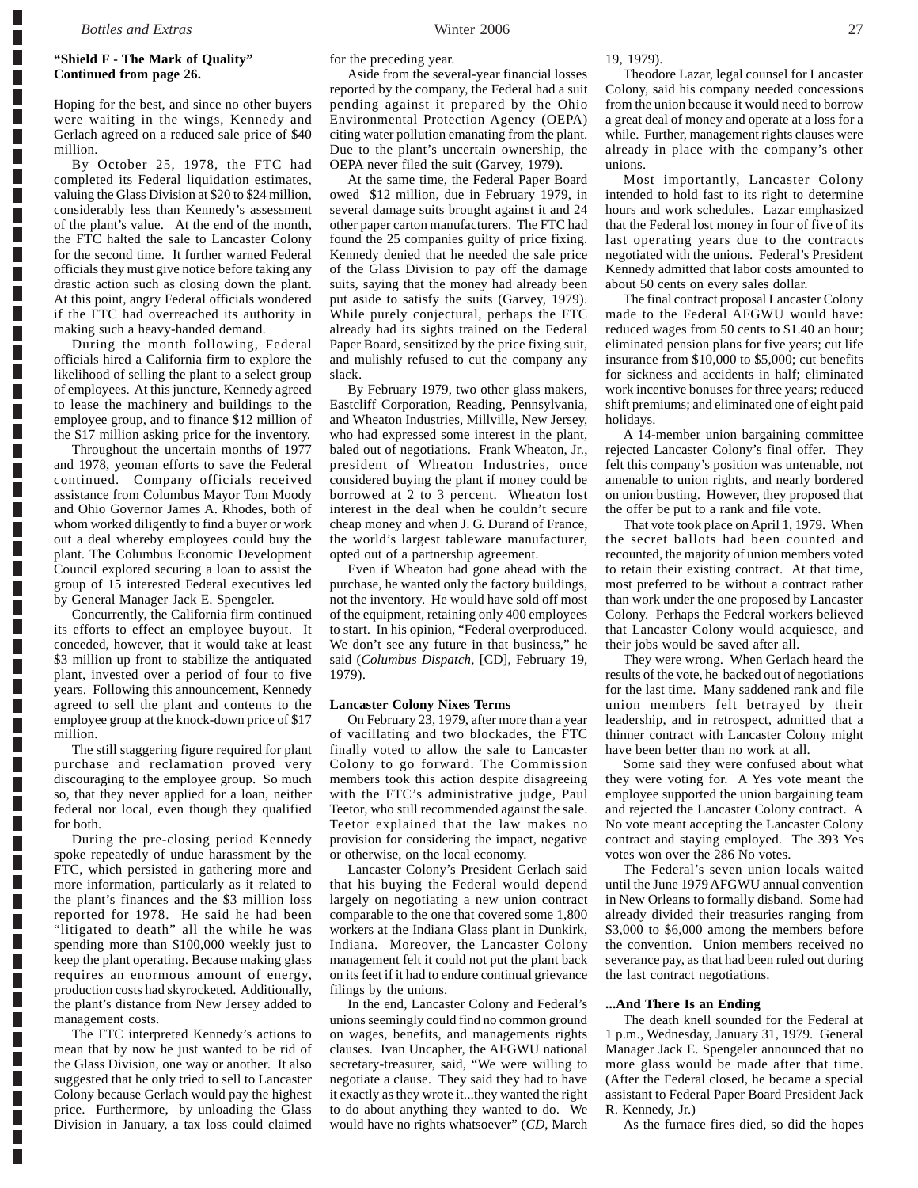**"Shield F - The Mark of Quality" Continued from page 26.**

Hoping for the best, and since no other buyers were waiting in the wings, Kennedy and Gerlach agreed on a reduced sale price of $40 million.

By October 25, 1978, the FTC had completed its Federal liquidation estimates, valuing the Glass Division at $20 to $24 million, considerably less than Kennedy's assessment of the plant's value. At the end of the month, the FTC halted the sale to Lancaster Colony for the second time. It further warned Federal officials they must give notice before taking any drastic action such as closing down the plant. At this point, angry Federal officials wondered if the FTC had overreached its authority in making such a heavy-handed demand.

During the month following, Federal officials hired a California firm to explore the likelihood of selling the plant to a select group of employees. At this juncture, Kennedy agreed to lease the machinery and buildings to the employee group, and to finance $12 million of the $17 million asking price for the inventory.

Throughout the uncertain months of 1977 and 1978, yeoman efforts to save the Federal continued. Company officials received assistance from Columbus Mayor Tom Moody and Ohio Governor James A. Rhodes, both of whom worked diligently to find a buyer or work out a deal whereby employees could buy the plant. The Columbus Economic Development Council explored securing a loan to assist the group of 15 interested Federal executives led by General Manager Jack E. Spengeler.

Concurrently, the California firm continued its efforts to effect an employee buyout. It conceded, however, that it would take at least $3 million up front to stabilize the antiquated plant, invested over a period of four to five years. Following this announcement, Kennedy agreed to sell the plant and contents to the employee group at the knock-down price of $17 million.

The still staggering figure required for plant purchase and reclamation proved very discouraging to the employee group. So much so, that they never applied for a loan, neither federal nor local, even though they qualified for both.

During the pre-closing period Kennedy spoke repeatedly of undue harassment by the FTC, which persisted in gathering more and more information, particularly as it related to the plant's finances and the $3 million loss reported for 1978. He said he had been "litigated to death" all the while he was spending more than $100,000 weekly just to keep the plant operating. Because making glass requires an enormous amount of energy, production costs had skyrocketed. Additionally, the plant's distance from New Jersey added to management costs.

The FTC interpreted Kennedy's actions to mean that by now he just wanted to be rid of the Glass Division, one way or another. It also suggested that he only tried to sell to Lancaster Colony because Gerlach would pay the highest price. Furthermore, by unloading the Glass Division in January, a tax loss could claimed for the preceding year.

Aside from the several-year financial losses reported by the company, the Federal had a suit pending against it prepared by the Ohio Environmental Protection Agency (OEPA) citing water pollution emanating from the plant. Due to the plant's uncertain ownership, the OEPA never filed the suit (Garvey, 1979).

At the same time, the Federal Paper Board owed $12 million, due in February 1979, in several damage suits brought against it and 24 other paper carton manufacturers. The FTC had found the 25 companies guilty of price fixing. Kennedy denied that he needed the sale price of the Glass Division to pay off the damage suits, saying that the money had already been put aside to satisfy the suits (Garvey, 1979). While purely conjectural, perhaps the FTC already had its sights trained on the Federal Paper Board, sensitized by the price fixing suit, and mulishly refused to cut the company any slack.

By February 1979, two other glass makers, Eastcliff Corporation, Reading, Pennsylvania, and Wheaton Industries, Millville, New Jersey, who had expressed some interest in the plant, baled out of negotiations. Frank Wheaton, Jr., president of Wheaton Industries, once considered buying the plant if money could be borrowed at 2 to 3 percent. Wheaton lost interest in the deal when he couldn't secure cheap money and when J. G. Durand of France, the world's largest tableware manufacturer, opted out of a partnership agreement.

Even if Wheaton had gone ahead with the purchase, he wanted only the factory buildings, not the inventory. He would have sold off most of the equipment, retaining only 400 employees to start. In his opinion, "Federal overproduced. We don't see any future in that business," he said (*Columbus Dispatch*, [CD], February 19, 1979).

**Lancaster Colony Nixes Terms**

On February 23, 1979, after more than a year of vacillating and two blockades, the FTC finally voted to allow the sale to Lancaster Colony to go forward. The Commission members took this action despite disagreeing with the FTC's administrative judge, Paul Teetor, who still recommended against the sale. Teetor explained that the law makes no provision for considering the impact, negative or otherwise, on the local economy.

Lancaster Colony's President Gerlach said that his buying the Federal would depend largely on negotiating a new union contract comparable to the one that covered some 1,800 workers at the Indiana Glass plant in Dunkirk, Indiana. Moreover, the Lancaster Colony management felt it could not put the plant back on its feet if it had to endure continual grievance filings by the unions.

In the end, Lancaster Colony and Federal's unions seemingly could find no common ground on wages, benefits, and managements rights clauses. Ivan Uncapher, the AFGWU national secretary-treasurer, said, "We were willing to negotiate a clause. They said they had to have it exactly as they wrote it...they wanted the right to do about anything they wanted to do. We would have no rights whatsoever" (*CD*, March 19, 1979).

Theodore Lazar, legal counsel for Lancaster Colony, said his company needed concessions from the union because it would need to borrow a great deal of money and operate at a loss for a while. Further, management rights clauses were already in place with the company's other unions.

Most importantly, Lancaster Colony intended to hold fast to its right to determine hours and work schedules. Lazar emphasized that the Federal lost money in four of five of its last operating years due to the contracts negotiated with the unions. Federal's President Kennedy admitted that labor costs amounted to about 50 cents on every sales dollar.

The final contract proposal Lancaster Colony made to the Federal AFGWU would have: reduced wages from 50 cents to $1.40 an hour; eliminated pension plans for five years; cut life insurance from $10,000 to $5,000; cut benefits for sickness and accidents in half; eliminated work incentive bonuses for three years; reduced shift premiums; and eliminated one of eight paid holidays.

A 14-member union bargaining committee rejected Lancaster Colony's final offer. They felt this company's position was untenable, not amenable to union rights, and nearly bordered on union busting. However, they proposed that the offer be put to a rank and file vote.

That vote took place on April 1, 1979. When the secret ballots had been counted and recounted, the majority of union members voted to retain their existing contract. At that time, most preferred to be without a contract rather than work under the one proposed by Lancaster Colony. Perhaps the Federal workers believed that Lancaster Colony would acquiesce, and their jobs would be saved after all.

They were wrong. When Gerlach heard the results of the vote, he backed out of negotiations for the last time. Many saddened rank and file union members felt betrayed by their leadership, and in retrospect, admitted that a thinner contract with Lancaster Colony might have been better than no work at all.

Some said they were confused about what they were voting for. A Yes vote meant the employee supported the union bargaining team and rejected the Lancaster Colony contract. A No vote meant accepting the Lancaster Colony contract and staying employed. The 393 Yes votes won over the 286 No votes.

The Federal's seven union locals waited until the June 1979 AFGWU annual convention in New Orleans to formally disband. Some had already divided their treasuries ranging from $3,000 to $6,000 among the members before the convention. Union members received no severance pay, as that had been ruled out during the last contract negotiations.

**...And There Is an Ending**

The death knell sounded for the Federal at 1 p.m., Wednesday, January 31, 1979. General Manager Jack E. Spengeler announced that no more glass would be made after that time. (After the Federal closed, he became a special assistant to Federal Paper Board President Jack R. Kennedy, Jr.)

As the furnace fires died, so did the hopes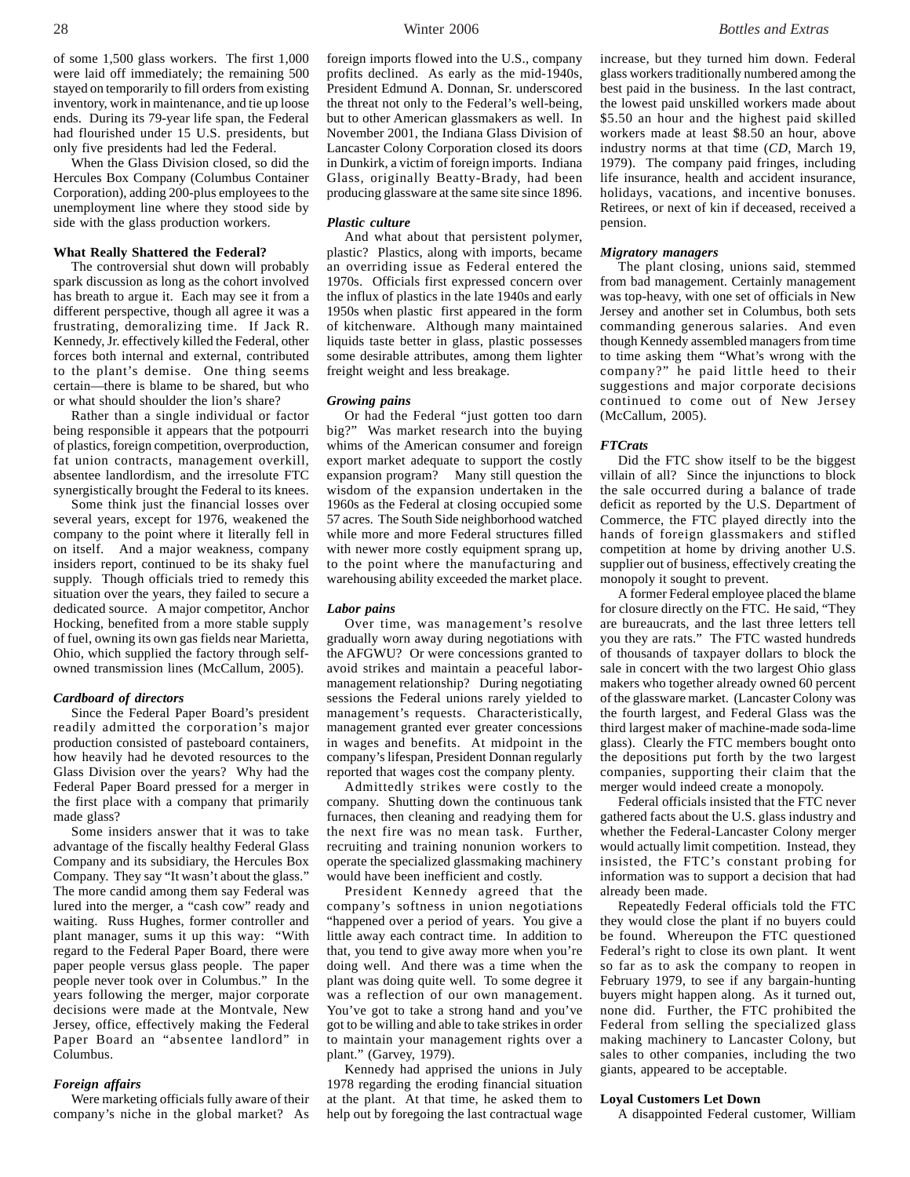of some 1,500 glass workers. The first 1,000 were laid off immediately; the remaining 500 stayed on temporarily to fill orders from existing inventory, work in maintenance, and tie up loose ends. During its 79-year life span, the Federal had flourished under 15 U.S. presidents, but only five presidents had led the Federal.

When the Glass Division closed, so did the Hercules Box Company (Columbus Container Corporation), adding 200-plus employees to the unemployment line where they stood side by side with the glass production workers.

**What Really Shattered the Federal?**

The controversial shut down will probably spark discussion as long as the cohort involved has breath to argue it. Each may see it from a different perspective, though all agree it was a frustrating, demoralizing time. If Jack R. Kennedy, Jr. effectively killed the Federal, other forces both internal and external, contributed to the plant's demise. One thing seems certain—there is blame to be shared, but who or what should shoulder the lion's share?

Rather than a single individual or factor being responsible it appears that the potpourri of plastics, foreign competition, overproduction, fat union contracts, management overkill, absentee landlordism, and the irresolute FTC synergistically brought the Federal to its knees.

Some think just the financial losses over several years, except for 1976, weakened the company to the point where it literally fell in on itself. And a major weakness, company insiders report, continued to be its shaky fuel supply. Though officials tried to remedy this situation over the years, they failed to secure a dedicated source. A major competitor, Anchor Hocking, benefited from a more stable supply of fuel, owning its own gas fields near Marietta, Ohio, which supplied the factory through self-owned transmission lines (McCallum, 2005).

***Cardboard of directors***

Since the Federal Paper Board's president readily admitted the corporation's major production consisted of pasteboard containers, how heavily had he devoted resources to the Glass Division over the years? Why had the Federal Paper Board pressed for a merger in the first place with a company that primarily made glass?

Some insiders answer that it was to take advantage of the fiscally healthy Federal Glass Company and its subsidiary, the Hercules Box Company. They say "It wasn't about the glass." The more candid among them say Federal was lured into the merger, a "cash cow" ready and waiting. Russ Hughes, former controller and plant manager, sums it up this way: "With regard to the Federal Paper Board, there were paper people versus glass people. The paper people never took over in Columbus." In the years following the merger, major corporate decisions were made at the Montvale, New Jersey, office, effectively making the Federal Paper Board an "absentee landlord" in Columbus.

***Foreign affairs***

Were marketing officials fully aware of their company's niche in the global market? As foreign imports flowed into the U.S., company profits declined. As early as the mid-1940s, President Edmund A. Donnan, Sr. underscored the threat not only to the Federal's well-being, but to other American glassmakers as well. In November 2001, the Indiana Glass Division of Lancaster Colony Corporation closed its doors in Dunkirk, a victim of foreign imports. Indiana Glass, originally Beatty-Brady, had been producing glassware at the same site since 1896.

***Plastic culture***

And what about that persistent polymer, plastic? Plastics, along with imports, became an overriding issue as Federal entered the 1970s. Officials first expressed concern over the influx of plastics in the late 1940s and early 1950s when plastic first appeared in the form of kitchenware. Although many maintained liquids taste better in glass, plastic possesses some desirable attributes, among them lighter freight weight and less breakage.

***Growing pains***

Or had the Federal "just gotten too darn big?" Was market research into the buying whims of the American consumer and foreign export market adequate to support the costly expansion program? Many still question the wisdom of the expansion undertaken in the 1960s as the Federal at closing occupied some 57 acres. The South Side neighborhood watched while more and more Federal structures filled with newer more costly equipment sprang up, to the point where the manufacturing and warehousing ability exceeded the market place.

***Labor pains***

Over time, was management's resolve gradually worn away during negotiations with the AFGWU? Or were concessions granted to avoid strikes and maintain a peaceful labor-management relationship? During negotiating sessions the Federal unions rarely yielded to management's requests. Characteristically, management granted ever greater concessions in wages and benefits. At midpoint in the company's lifespan, President Donnan regularly reported that wages cost the company plenty.

Admittedly strikes were costly to the company. Shutting down the continuous tank furnaces, then cleaning and readying them for the next fire was no mean task. Further, recruiting and training nonunion workers to operate the specialized glassmaking machinery would have been inefficient and costly.

President Kennedy agreed that the company's softness in union negotiations "happened over a period of years. You give a little away each contract time. In addition to that, you tend to give away more when you're doing well. And there was a time when the plant was doing quite well. To some degree it was a reflection of our own management. You've got to take a strong hand and you've got to be willing and able to take strikes in order to maintain your management rights over a plant." (Garvey, 1979).

Kennedy had apprised the unions in July 1978 regarding the eroding financial situation at the plant. At that time, he asked them to help out by foregoing the last contractual wage increase, but they turned him down. Federal glass workers traditionally numbered among the best paid in the business. In the last contract, the lowest paid unskilled workers made about $5.50 an hour and the highest paid skilled workers made at least $8.50 an hour, above industry norms at that time (*CD*, March 19, 1979). The company paid fringes, including life insurance, health and accident insurance, holidays, vacations, and incentive bonuses. Retirees, or next of kin if deceased, received a pension.

***Migratory managers***

The plant closing, unions said, stemmed from bad management. Certainly management was top-heavy, with one set of officials in New Jersey and another set in Columbus, both sets commanding generous salaries. And even though Kennedy assembled managers from time to time asking them "What's wrong with the company?" he paid little heed to their suggestions and major corporate decisions continued to come out of New Jersey (McCallum, 2005).

***FTCrats***

Did the FTC show itself to be the biggest villain of all? Since the injunctions to block the sale occurred during a balance of trade deficit as reported by the U.S. Department of Commerce, the FTC played directly into the hands of foreign glassmakers and stifled competition at home by driving another U.S. supplier out of business, effectively creating the monopoly it sought to prevent.

A former Federal employee placed the blame for closure directly on the FTC. He said, "They are bureaucrats, and the last three letters tell you they are rats." The FTC wasted hundreds of thousands of taxpayer dollars to block the sale in concert with the two largest Ohio glass makers who together already owned 60 percent of the glassware market. (Lancaster Colony was the fourth largest, and Federal Glass was the third largest maker of machine-made soda-lime glass). Clearly the FTC members bought onto the depositions put forth by the two largest companies, supporting their claim that the merger would indeed create a monopoly.

Federal officials insisted that the FTC never gathered facts about the U.S. glass industry and whether the Federal-Lancaster Colony merger would actually limit competition. Instead, they insisted, the FTC's constant probing for information was to support a decision that had already been made.

Repeatedly Federal officials told the FTC they would close the plant if no buyers could be found. Whereupon the FTC questioned Federal's right to close its own plant. It went so far as to ask the company to reopen in February 1979, to see if any bargain-hunting buyers might happen along. As it turned out, none did. Further, the FTC prohibited the Federal from selling the specialized glass making machinery to Lancaster Colony, but sales to other companies, including the two giants, appeared to be acceptable.

**Loyal Customers Let Down**

A disappointed Federal customer, William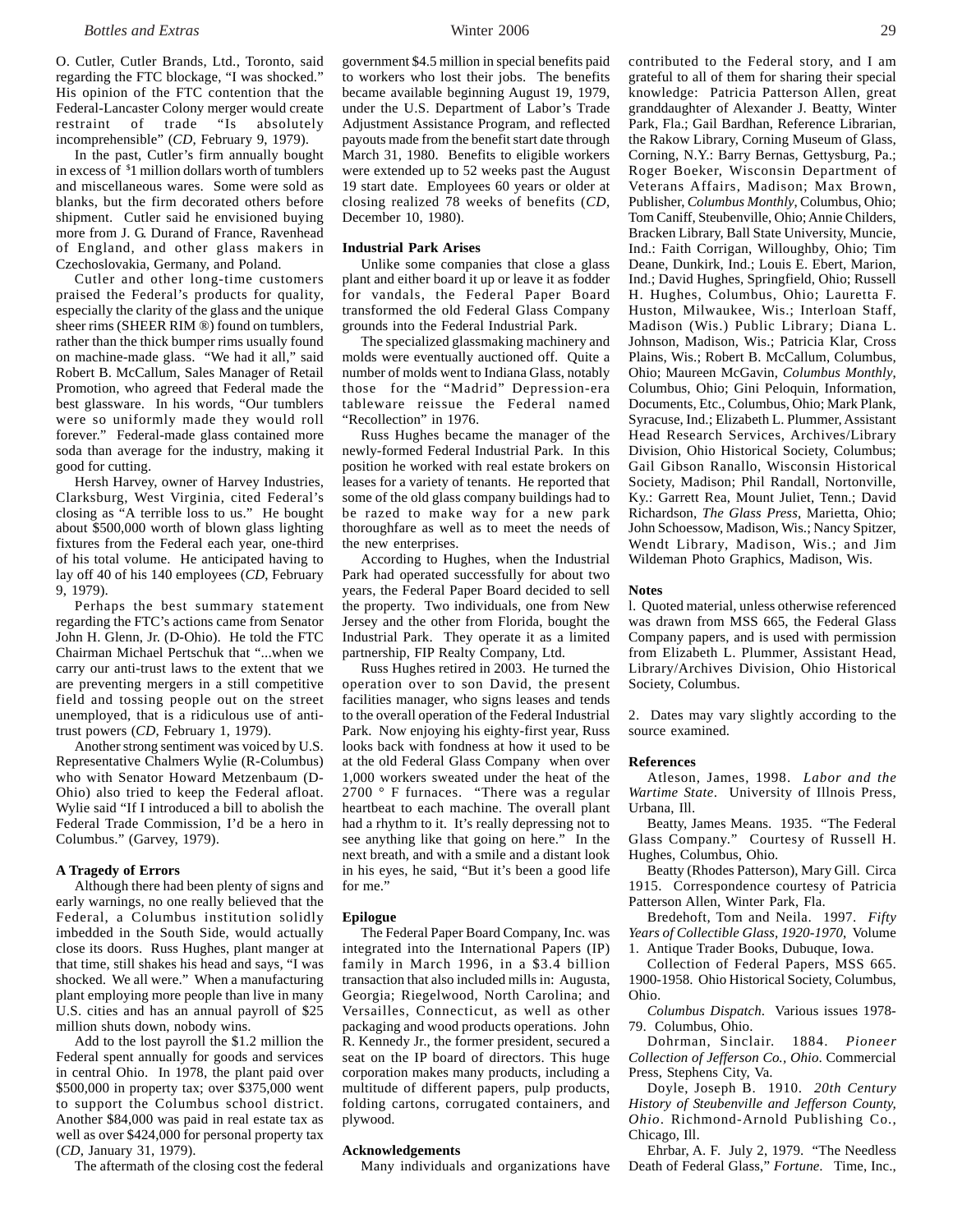O. Cutler, Cutler Brands, Ltd., Toronto, said regarding the FTC blockage, "I was shocked." His opinion of the FTC contention that the Federal-Lancaster Colony merger would create restraint of trade "Is absolutely incomprehensible" (*CD*, February 9, 1979).

In the past, Cutler's firm annually bought in excess of $1 million dollars worth of tumblers and miscellaneous wares. Some were sold as blanks, but the firm decorated others before shipment. Cutler said he envisioned buying more from J. G. Durand of France, Ravenhead of England, and other glass makers in Czechoslovakia, Germany, and Poland.

Cutler and other long-time customers praised the Federal's products for quality, especially the clarity of the glass and the unique sheer rims (SHEER RIM ®) found on tumblers, rather than the thick bumper rims usually found on machine-made glass. "We had it all," said Robert B. McCallum, Sales Manager of Retail Promotion, who agreed that Federal made the best glassware. In his words, "Our tumblers were so uniformly made they would roll forever." Federal-made glass contained more soda than average for the industry, making it good for cutting.

Hersh Harvey, owner of Harvey Industries, Clarksburg, West Virginia, cited Federal's closing as "A terrible loss to us." He bought about $500,000 worth of blown glass lighting fixtures from the Federal each year, one-third of his total volume. He anticipated having to lay off 40 of his 140 employees (*CD*, February 9, 1979).

Perhaps the best summary statement regarding the FTC's actions came from Senator John H. Glenn, Jr. (D-Ohio). He told the FTC Chairman Michael Pertschuk that "...when we carry our anti-trust laws to the extent that we are preventing mergers in a still competitive field and tossing people out on the street unemployed, that is a ridiculous use of anti-trust powers (*CD*, February 1, 1979).

Another strong sentiment was voiced by U.S. Representative Chalmers Wylie (R-Columbus) who with Senator Howard Metzenbaum (D-Ohio) also tried to keep the Federal afloat. Wylie said "If I introduced a bill to abolish the Federal Trade Commission, I'd be a hero in Columbus." (Garvey, 1979).

**A Tragedy of Errors**

Although there had been plenty of signs and early warnings, no one really believed that the Federal, a Columbus institution solidly imbedded in the South Side, would actually close its doors. Russ Hughes, plant manger at that time, still shakes his head and says, "I was shocked. We all were." When a manufacturing plant employing more people than live in many U.S. cities and has an annual payroll of $25 million shuts down, nobody wins.

Add to the lost payroll the $1.2 million the Federal spent annually for goods and services in central Ohio. In 1978, the plant paid over $500,000 in property tax; over $375,000 went to support the Columbus school district. Another $84,000 was paid in real estate tax as well as over $424,000 for personal property tax (*CD*, January 31, 1979).

The aftermath of the closing cost the federal government $4.5 million in special benefits paid to workers who lost their jobs. The benefits became available beginning August 19, 1979, under the U.S. Department of Labor's Trade Adjustment Assistance Program, and reflected payouts made from the benefit start date through March 31, 1980. Benefits to eligible workers were extended up to 52 weeks past the August 19 start date. Employees 60 years or older at closing realized 78 weeks of benefits (*CD*, December 10, 1980).

**Industrial Park Arises**

Unlike some companies that close a glass plant and either board it up or leave it as fodder for vandals, the Federal Paper Board transformed the old Federal Glass Company grounds into the Federal Industrial Park.

The specialized glassmaking machinery and molds were eventually auctioned off. Quite a number of molds went to Indiana Glass, notably those for the "Madrid" Depression-era tableware reissue the Federal named "Recollection" in 1976.

Russ Hughes became the manager of the newly-formed Federal Industrial Park. In this position he worked with real estate brokers on leases for a variety of tenants. He reported that some of the old glass company buildings had to be razed to make way for a new park thoroughfare as well as to meet the needs of the new enterprises.

According to Hughes, when the Industrial Park had operated successfully for about two years, the Federal Paper Board decided to sell the property. Two individuals, one from New Jersey and the other from Florida, bought the Industrial Park. They operate it as a limited partnership, FIP Realty Company, Ltd.

Russ Hughes retired in 2003. He turned the operation over to son David, the present facilities manager, who signs leases and tends to the overall operation of the Federal Industrial Park. Now enjoying his eighty-first year, Russ looks back with fondness at how it used to be at the old Federal Glass Company when over 1,000 workers sweated under the heat of the 2700 ° F furnaces. "There was a regular heartbeat to each machine. The overall plant had a rhythm to it. It's really depressing not to see anything like that going on here." In the next breath, and with a smile and a distant look in his eyes, he said, "But it's been a good life for me."

**Epilogue**

The Federal Paper Board Company, Inc. was integrated into the International Papers (IP) family in March 1996, in a $3.4 billion transaction that also included mills in: Augusta, Georgia; Riegelwood, North Carolina; and Versailles, Connecticut, as well as other packaging and wood products operations. John R. Kennedy Jr., the former president, secured a seat on the IP board of directors. This huge corporation makes many products, including a multitude of different papers, pulp products, folding cartons, corrugated containers, and plywood.

**Acknowledgements**

Many individuals and organizations have contributed to the Federal story, and I am grateful to all of them for sharing their special knowledge: Patricia Patterson Allen, great granddaughter of Alexander J. Beatty, Winter Park, Fla.; Gail Bardhan, Reference Librarian, the Rakow Library, Corning Museum of Glass, Corning, N.Y.: Barry Bernas, Gettysburg, Pa.; Roger Boeker, Wisconsin Department of Veterans Affairs, Madison; Max Brown, Publisher, *Columbus Monthly*, Columbus, Ohio; Tom Caniff, Steubenville, Ohio; Annie Childers, Bracken Library, Ball State University, Muncie, Ind.: Faith Corrigan, Willoughby, Ohio; Tim Deane, Dunkirk, Ind.; Louis E. Ebert, Marion, Ind.; David Hughes, Springfield, Ohio; Russell H. Hughes, Columbus, Ohio; Lauretta F. Huston, Milwaukee, Wis.; Interloan Staff, Madison (Wis.) Public Library; Diana L. Johnson, Madison, Wis.; Patricia Klar, Cross Plains, Wis.; Robert B. McCallum, Columbus, Ohio; Maureen McGavin, *Columbus Monthly*, Columbus, Ohio; Gini Peloquin, Information, Documents, Etc., Columbus, Ohio; Mark Plank, Syracuse, Ind.; Elizabeth L. Plummer, Assistant Head Research Services, Archives/Library Division, Ohio Historical Society, Columbus; Gail Gibson Ranallo, Wisconsin Historical Society, Madison; Phil Randall, Nortonville, Ky.: Garrett Rea, Mount Juliet, Tenn.; David Richardson, *The Glass Press*, Marietta, Ohio; John Schoessow, Madison, Wis.; Nancy Spitzer, Wendt Library, Madison, Wis.; and Jim Wildeman Photo Graphics, Madison, Wis.

**Notes**

l. Quoted material, unless otherwise referenced was drawn from MSS 665, the Federal Glass Company papers, and is used with permission from Elizabeth L. Plummer, Assistant Head, Library/Archives Division, Ohio Historical Society, Columbus.

2. Dates may vary slightly according to the source examined.

**References**

Atleson, James, 1998. *Labor and the Wartime State*. University of Illnois Press, Urbana, Ill.

Beatty, James Means. 1935. "The Federal Glass Company." Courtesy of Russell H. Hughes, Columbus, Ohio.

Beatty (Rhodes Patterson), Mary Gill. Circa 1915. Correspondence courtesy of Patricia Patterson Allen, Winter Park, Fla.

Bredehoft, Tom and Neila. 1997. *Fifty Years of Collectible Glass, 1920-1970*, Volume 1. Antique Trader Books, Dubuque, Iowa.

Collection of Federal Papers, MSS 665. 1900-1958. Ohio Historical Society, Columbus, Ohio.

*Columbus Dispatch*. Various issues 1978-79. Columbus, Ohio.

Dohrman, Sinclair. 1884. *Pioneer Collection of Jefferson Co., Ohio*. Commercial Press, Stephens City, Va.

Doyle, Joseph B. 1910. *20th Century History of Steubenville and Jefferson County, Ohio*. Richmond-Arnold Publishing Co., Chicago, Ill.

Ehrbar, A. F. July 2, 1979. "The Needless Death of Federal Glass," *Fortune*. Time, Inc.,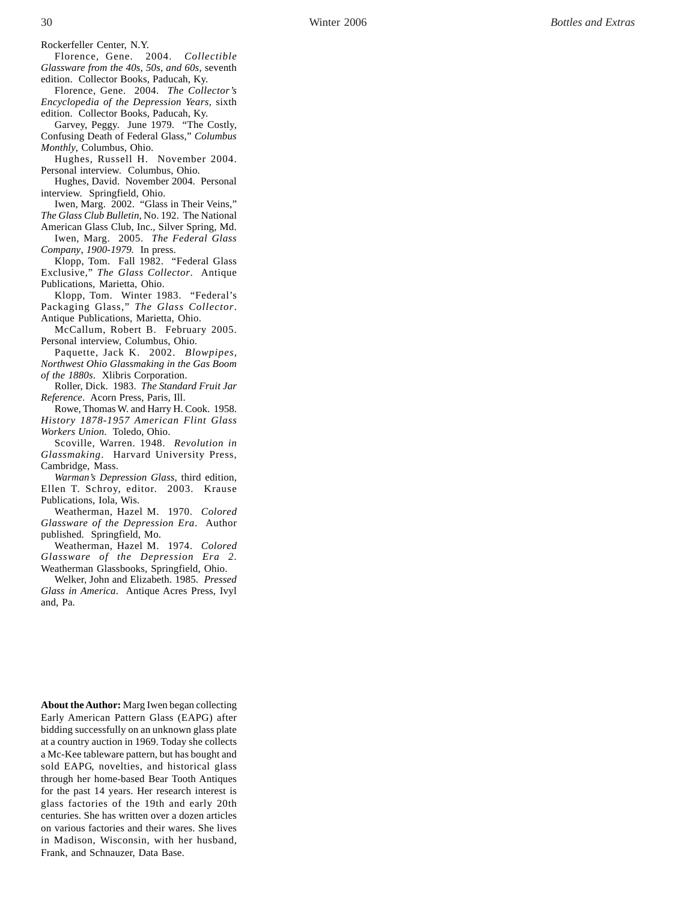Rockerfeller Center, N.Y.

Florence, Gene. 2004. *Collectible Glassware from the 40s, 50s, and 60s*, seventh edition. Collector Books, Paducah, Ky.

Florence, Gene. 2004. *The Collector's Encyclopedia of the Depression Years*, sixth edition. Collector Books, Paducah, Ky.

Garvey, Peggy. June 1979. "The Costly, Confusing Death of Federal Glass," *Columbus Monthly*, Columbus, Ohio.

Hughes, Russell H. November 2004. Personal interview. Columbus, Ohio.

Hughes, David. November 2004. Personal interview. Springfield, Ohio.

Iwen, Marg. 2002. "Glass in Their Veins," *The Glass Club Bulletin*, No. 192. The National American Glass Club, Inc., Silver Spring, Md.

Iwen, Marg. 2005. *The Federal Glass Company, 1900-1979.* In press.

Klopp, Tom. Fall 1982. "Federal Glass Exclusive," *The Glass Collector*. Antique Publications, Marietta, Ohio.

Klopp, Tom. Winter 1983. "Federal's Packaging Glass," *The Glass Collector*. Antique Publications, Marietta, Ohio.

McCallum, Robert B. February 2005. Personal interview, Columbus, Ohio.

Paquette, Jack K. 2002. *Blowpipes, Northwest Ohio Glassmaking in the Gas Boom of the 1880s*. Xlibris Corporation.

Roller, Dick. 1983. *The Standard Fruit Jar Reference*. Acorn Press, Paris, Ill.

Rowe, Thomas W. and Harry H. Cook. 1958. *History 1878-1957 American Flint Glass Workers Union.* Toledo, Ohio.

Scoville, Warren. 1948. *Revolution in Glassmaking*. Harvard University Press, Cambridge, Mass.

*Warman's Depression Glass*, third edition, Ellen T. Schroy, editor. 2003. Krause Publications, Iola, Wis.

Weatherman, Hazel M. 1970. *Colored Glassware of the Depression Era*. Author published. Springfield, Mo.

Weatherman, Hazel M. 1974. *Colored Glassware of the Depression Era 2*. Weatherman Glassbooks, Springfield, Ohio.

Welker, John and Elizabeth. 1985. *Pressed Glass in America*. Antique Acres Press, Ivyl and, Pa.

**About the Author:** Marg Iwen began collecting Early American Pattern Glass (EAPG) after bidding successfully on an unknown glass plate at a country auction in 1969. Today she collects a Mc-Kee tableware pattern, but has bought and sold EAPG, novelties, and historical glass through her home-based Bear Tooth Antiques for the past 14 years. Her research interest is glass factories of the 19th and early 20th centuries. She has written over a dozen articles on various factories and their wares. She lives in Madison, Wisconsin, with her husband, Frank, and Schnauzer, Data Base.